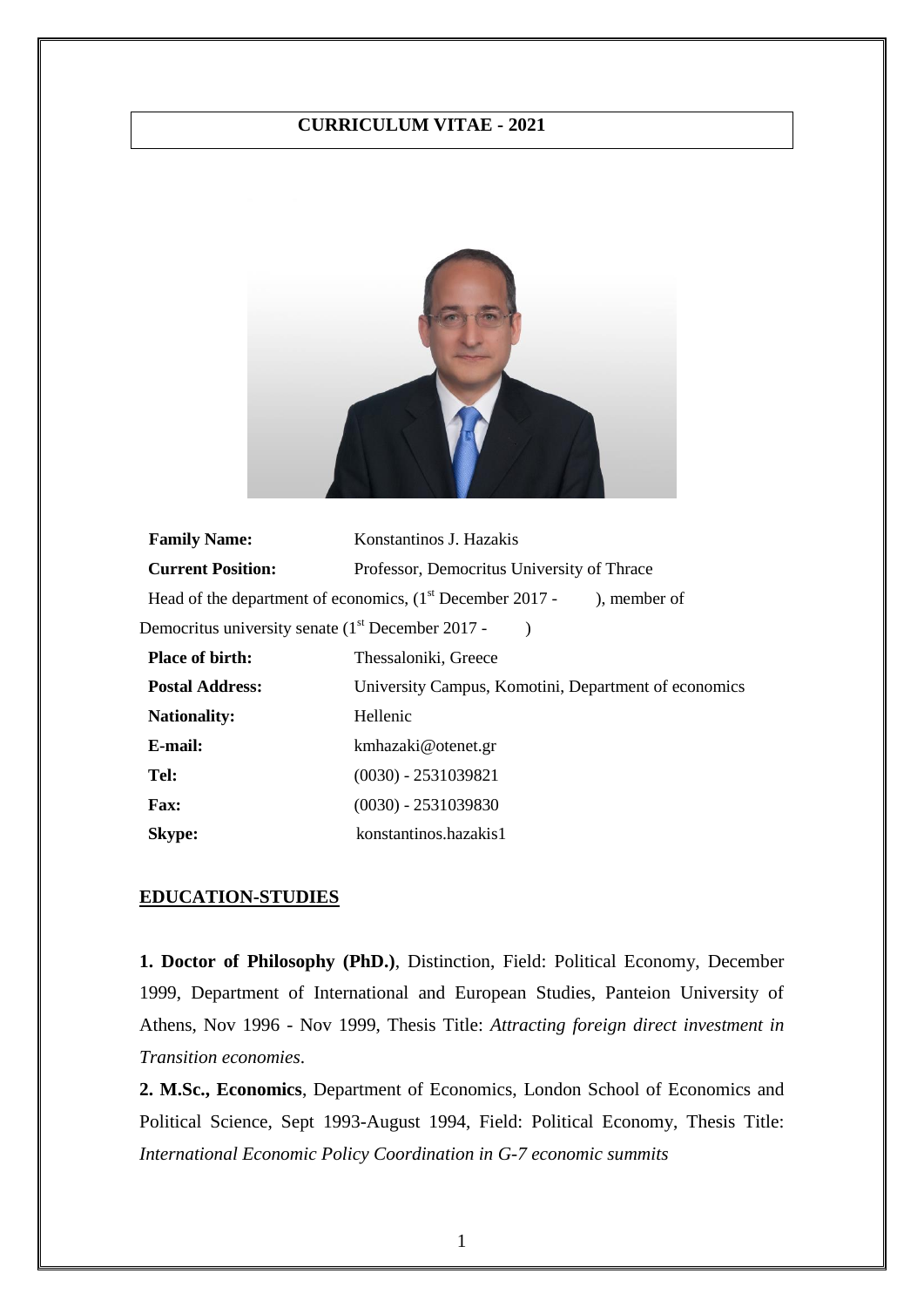# CURRICULUM VITAE - 2021

| | |
|---|---|
| **Family Name:** | Konstantinos J. Hazakis |
| **Current Position:** | Professor, Democritus University of Thrace |

Head of the department of economics, (1st December 2017 - ), member of Democritus university senate (1st December 2017 - )

| | |
|---|---|
| **Place of birth:** | Thessaloniki, Greece |
| **Postal Address:** | University Campus, Komotini, Department of economics |
| **Nationality:** | Hellenic |
| **E-mail:** | kmhazaki@otenet.gr |
| **Tel:** | (0030) - 2531039821 |
| **Fax:** | (0030) - 2531039830 |
| **Skype:** | konstantinos.hazakis1 |

## EDUCATION-STUDIES

**1. Doctor of Philosophy (PhD.)**, Distinction, Field: Political Economy, December 1999, Department of International and European Studies, Panteion University of Athens, Nov 1996 - Nov 1999, Thesis Title: *Attracting foreign direct investment in Transition economies*.

**2. M.Sc., Economics**, Department of Economics, London School of Economics and Political Science, Sept 1993-August 1994, Field: Political Economy, Thesis Title: *International Economic Policy Coordination in G-7 economic summits*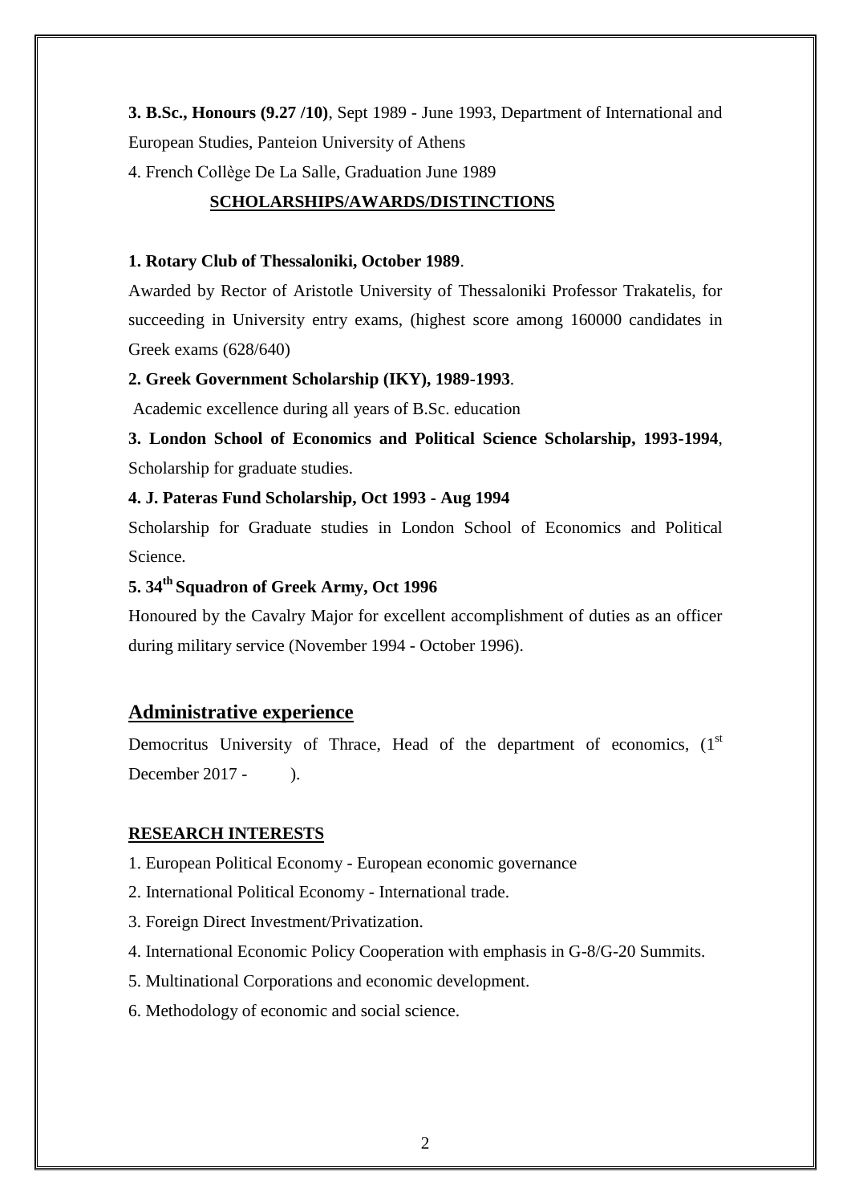**3. B.Sc., Honours (9.27 /10)**, Sept 1989 - June 1993, Department of International and European Studies, Panteion University of Athens

4. French Collège De La Salle, Graduation June 1989

## SCHOLARSHIPS/AWARDS/DISTINCTIONS

**1. Rotary Club of Thessaloniki, October 1989**.

Awarded by Rector of Aristotle University of Thessaloniki Professor Trakatelis, for succeeding in University entry exams, (highest score among 160000 candidates in Greek exams (628/640)

**2. Greek Government Scholarship (IKY), 1989-1993**.

Academic excellence during all years of B.Sc. education

**3. London School of Economics and Political Science Scholarship, 1993-1994**, Scholarship for graduate studies.

**4. J. Pateras Fund Scholarship, Oct 1993 - Aug 1994**

Scholarship for Graduate studies in London School of Economics and Political Science.

**5. 34th Squadron of Greek Army, Oct 1996**

Honoured by the Cavalry Major for excellent accomplishment of duties as an officer during military service (November 1994 - October 1996).

## Administrative experience

Democritus University of Thrace, Head of the department of economics, (1st December 2017 - ).

## RESEARCH INTERESTS

1. European Political Economy - European economic governance
2. International Political Economy - International trade.
3. Foreign Direct Investment/Privatization.
4. International Economic Policy Cooperation with emphasis in G-8/G-20 Summits.
5. Multinational Corporations and economic development.
6. Methodology of economic and social science.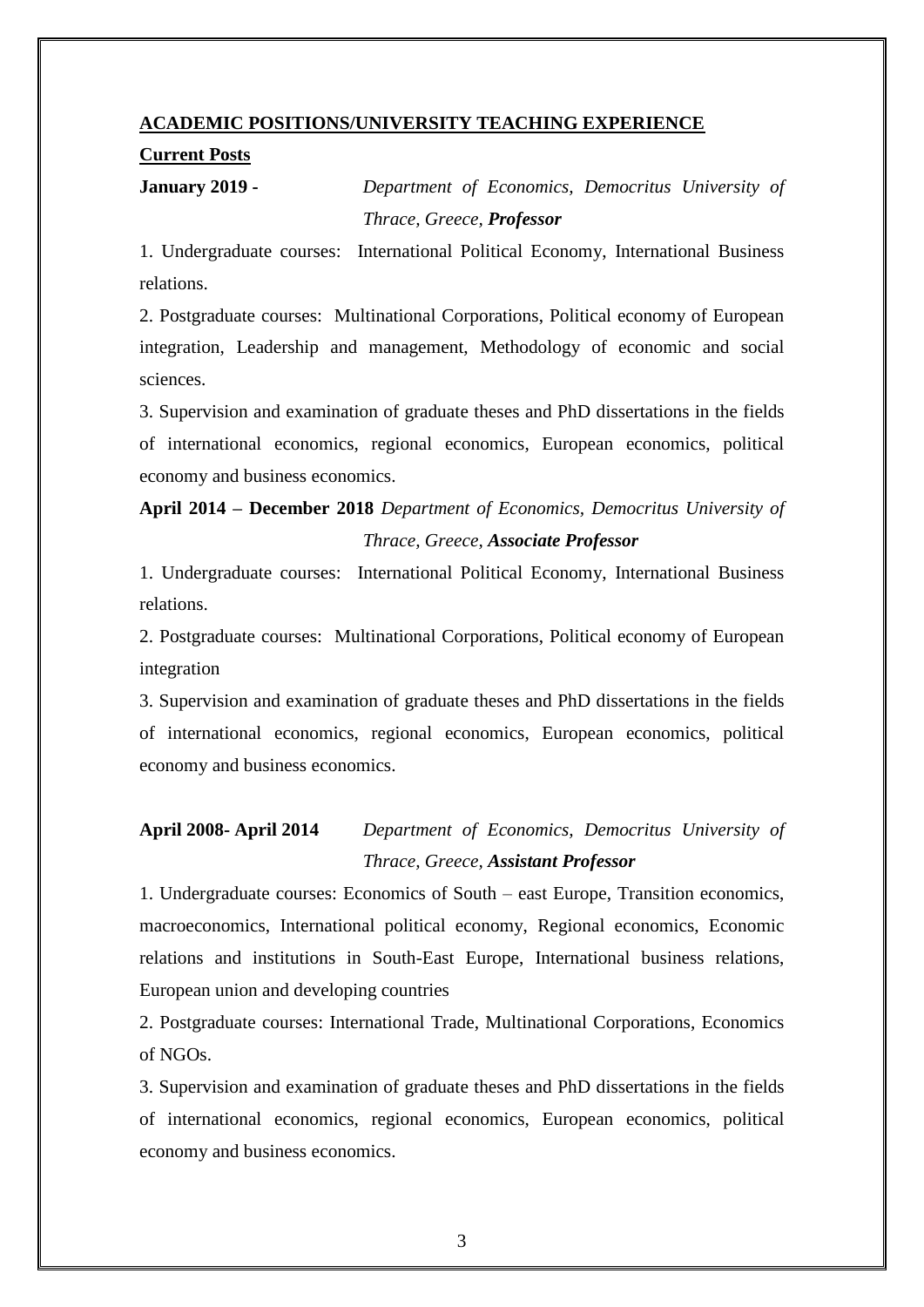## ACADEMIC POSITIONS/UNIVERSITY TEACHING EXPERIENCE

**Current Posts**

**January 2019 -** *Department of Economics, Democritus University of Thrace, Greece,* ***Professor***

1. Undergraduate courses: International Political Economy, International Business relations.

2. Postgraduate courses: Multinational Corporations, Political economy of European integration, Leadership and management, Methodology of economic and social sciences.

3. Supervision and examination of graduate theses and PhD dissertations in the fields of international economics, regional economics, European economics, political economy and business economics.

**April 2014 – December 2018** *Department of Economics, Democritus University of Thrace, Greece,* ***Associate Professor***

1. Undergraduate courses: International Political Economy, International Business relations.

2. Postgraduate courses: Multinational Corporations, Political economy of European integration

3. Supervision and examination of graduate theses and PhD dissertations in the fields of international economics, regional economics, European economics, political economy and business economics.

**April 2008- April 2014** *Department of Economics, Democritus University of Thrace, Greece,* ***Assistant Professor***

1. Undergraduate courses: Economics of South – east Europe, Transition economics, macroeconomics, International political economy, Regional economics, Economic relations and institutions in South-East Europe, International business relations, European union and developing countries

2. Postgraduate courses: International Trade, Multinational Corporations, Economics of NGOs.

3. Supervision and examination of graduate theses and PhD dissertations in the fields of international economics, regional economics, European economics, political economy and business economics.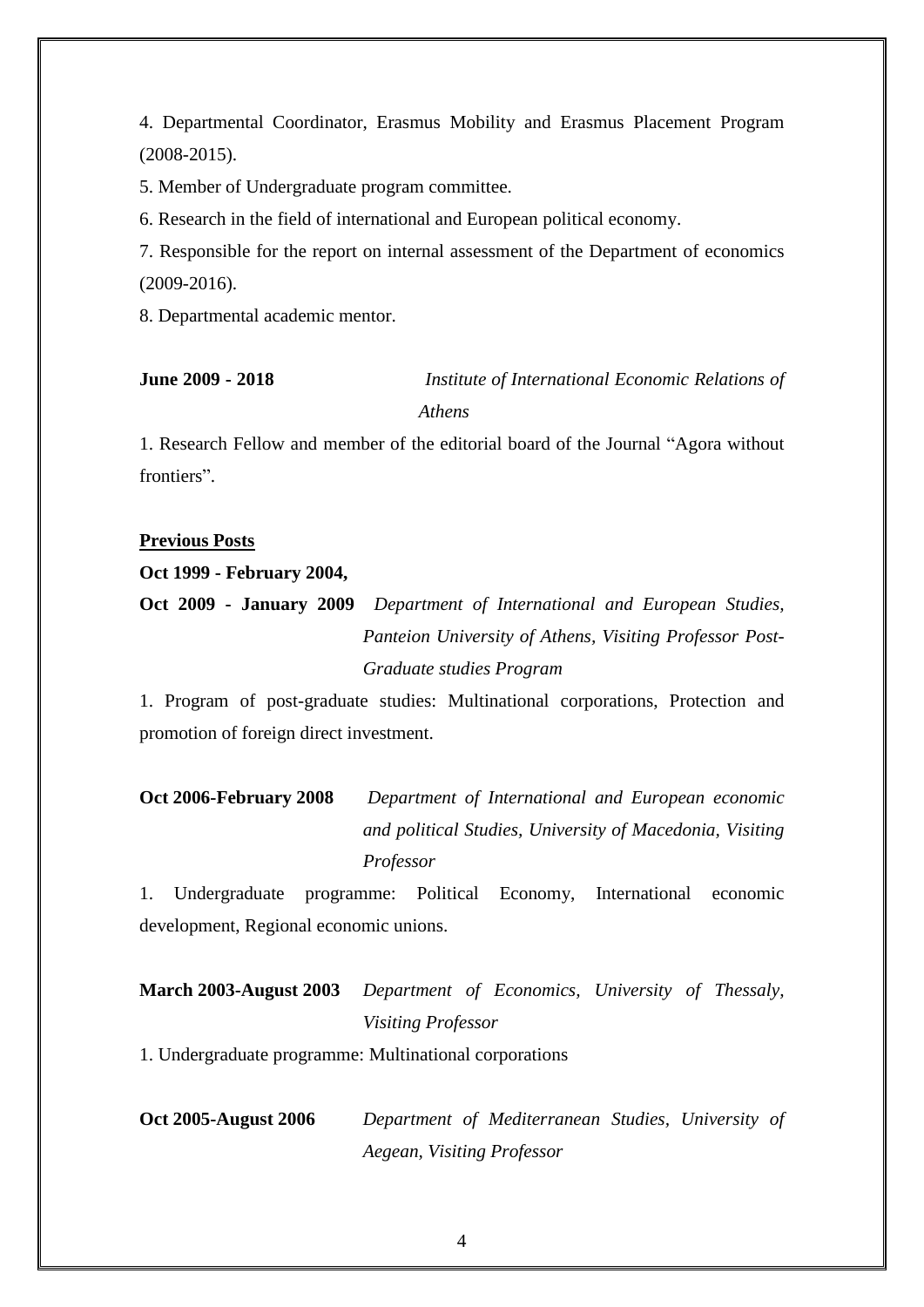4. Departmental Coordinator, Erasmus Mobility and Erasmus Placement Program (2008-2015).

5. Member of Undergraduate program committee.

6. Research in the field of international and European political economy.

7. Responsible for the report on internal assessment of the Department of economics (2009-2016).

8. Departmental academic mentor.

**June 2009 - 2018** *Institute of International Economic Relations of Athens*

1. Research Fellow and member of the editorial board of the Journal "Agora without frontiers".

**Previous Posts**

**Oct 1999 - February 2004,**

**Oct 2009 - January 2009** *Department of International and European Studies, Panteion University of Athens, Visiting Professor Post-Graduate studies Program*

1. Program of post-graduate studies: Multinational corporations, Protection and promotion of foreign direct investment.

**Oct 2006-February 2008** *Department of International and European economic and political Studies, University of Macedonia, Visiting Professor*

1. Undergraduate programme: Political Economy, International economic development, Regional economic unions.

**March 2003-August 2003** *Department of Economics, University of Thessaly, Visiting Professor*

1. Undergraduate programme: Multinational corporations

**Oct 2005-August 2006** *Department of Mediterranean Studies, University of Aegean, Visiting Professor*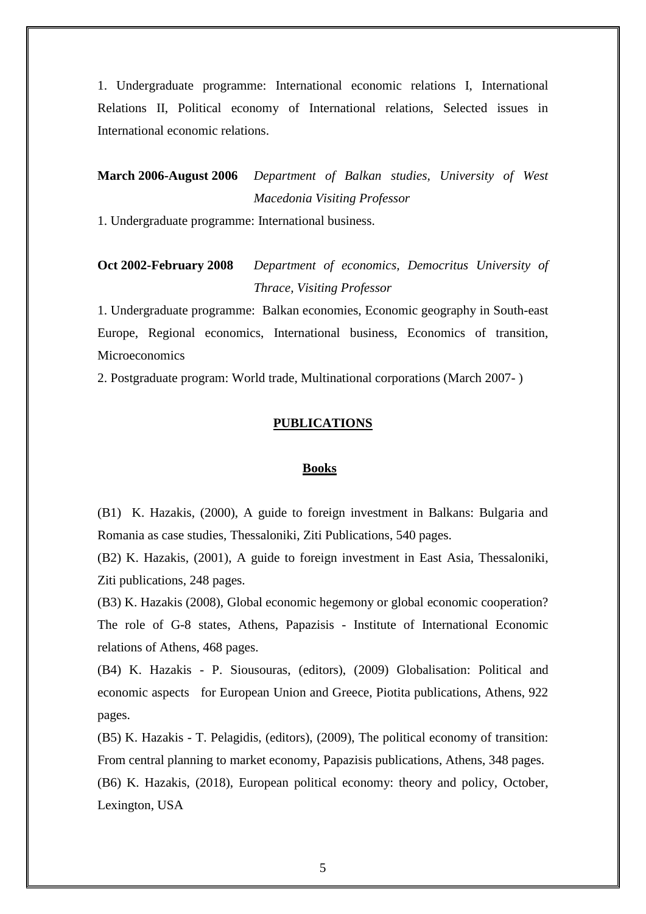1. Undergraduate programme: International economic relations I, International Relations II, Political economy of International relations, Selected issues in International economic relations.

**March 2006-August 2006** *Department of Balkan studies, University of West Macedonia Visiting Professor*

1. Undergraduate programme: International business.

**Oct 2002-February 2008** *Department of economics, Democritus University of Thrace, Visiting Professor*

1. Undergraduate programme: Balkan economies, Economic geography in South-east Europe, Regional economics, International business, Economics of transition, Microeconomics

2. Postgraduate program: World trade, Multinational corporations (March 2007- )

## PUBLICATIONS

### Books

(B1) K. Hazakis, (2000), A guide to foreign investment in Balkans: Bulgaria and Romania as case studies, Thessaloniki, Ziti Publications, 540 pages.

(B2) K. Hazakis, (2001), A guide to foreign investment in East Asia, Thessaloniki, Ziti publications, 248 pages.

(B3) K. Hazakis (2008), Global economic hegemony or global economic cooperation? The role of G-8 states, Athens, Papazisis - Institute of International Economic relations of Athens, 468 pages.

(B4) K. Hazakis - P. Siousouras, (editors), (2009) Globalisation: Political and economic aspects for European Union and Greece, Piotita publications, Athens, 922 pages.

(B5) K. Hazakis - T. Pelagidis, (editors), (2009), The political economy of transition: From central planning to market economy, Papazisis publications, Athens, 348 pages.

(B6) K. Hazakis, (2018), European political economy: theory and policy, October, Lexington, USA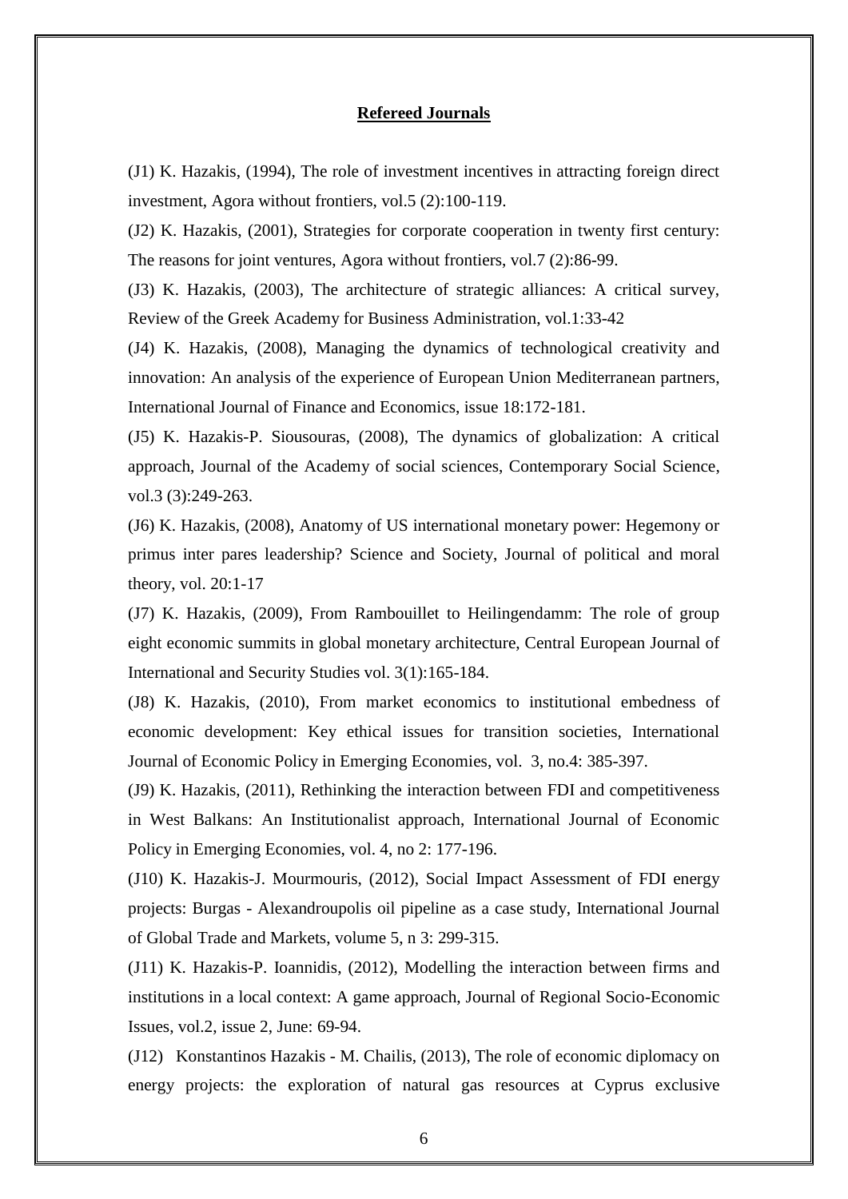## Refereed Journals

(J1) K. Hazakis, (1994), The role of investment incentives in attracting foreign direct investment, Agora without frontiers, vol.5 (2):100-119.

(J2) K. Hazakis, (2001), Strategies for corporate cooperation in twenty first century: The reasons for joint ventures, Agora without frontiers, vol.7 (2):86-99.

(J3) K. Hazakis, (2003), The architecture of strategic alliances: A critical survey, Review of the Greek Academy for Business Administration, vol.1:33-42

(J4) K. Hazakis, (2008), Managing the dynamics of technological creativity and innovation: An analysis of the experience of European Union Mediterranean partners, International Journal of Finance and Economics, issue 18:172-181.

(J5) K. Hazakis-P. Siousouras, (2008), The dynamics of globalization: A critical approach, Journal of the Academy of social sciences, Contemporary Social Science, vol.3 (3):249-263.

(J6) K. Hazakis, (2008), Anatomy of US international monetary power: Hegemony or primus inter pares leadership? Science and Society, Journal of political and moral theory, vol. 20:1-17

(J7) K. Hazakis, (2009), From Rambouillet to Heilingendamm: The role of group eight economic summits in global monetary architecture, Central European Journal of International and Security Studies vol. 3(1):165-184.

(J8) K. Hazakis, (2010), From market economics to institutional embedness of economic development: Key ethical issues for transition societies, International Journal of Economic Policy in Emerging Economies, vol. 3, no.4: 385-397.

(J9) K. Hazakis, (2011), Rethinking the interaction between FDI and competitiveness in West Balkans: An Institutionalist approach, International Journal of Economic Policy in Emerging Economies, vol. 4, no 2: 177-196.

(J10) K. Hazakis-J. Mourmouris, (2012), Social Impact Assessment of FDI energy projects: Burgas - Alexandroupolis oil pipeline as a case study, International Journal of Global Trade and Markets, volume 5, n 3: 299-315.

(J11) K. Hazakis-P. Ioannidis, (2012), Modelling the interaction between firms and institutions in a local context: A game approach, Journal of Regional Socio-Economic Issues, vol.2, issue 2, June: 69-94.

(J12) Konstantinos Hazakis - M. Chailis, (2013), The role of economic diplomacy on energy projects: the exploration of natural gas resources at Cyprus exclusive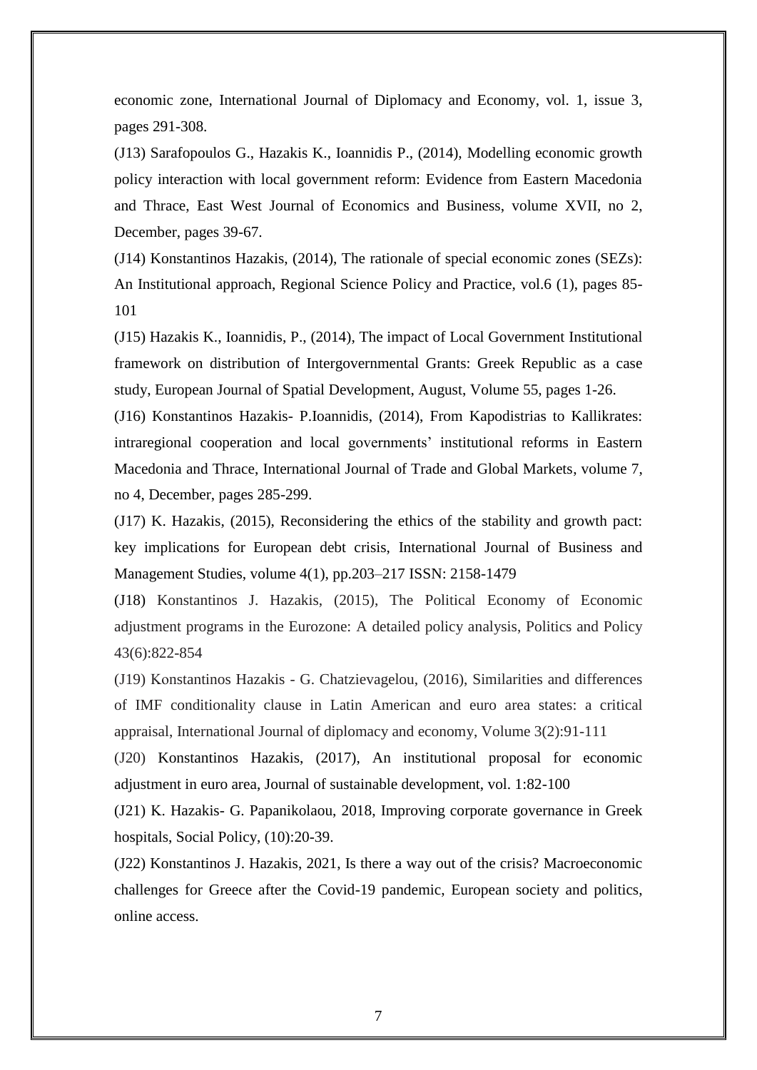economic zone, International Journal of Diplomacy and Economy, vol. 1, issue 3, pages 291-308.

(J13) Sarafopoulos G., Hazakis K., Ioannidis P., (2014), Modelling economic growth policy interaction with local government reform: Evidence from Eastern Macedonia and Thrace, East West Journal of Economics and Business, volume XVII, no 2, December, pages 39-67.

(J14) Konstantinos Hazakis, (2014), The rationale of special economic zones (SEZs): An Institutional approach, Regional Science Policy and Practice, vol.6 (1), pages 85-101

(J15) Hazakis K., Ioannidis, P., (2014), The impact of Local Government Institutional framework on distribution of Intergovernmental Grants: Greek Republic as a case study, European Journal of Spatial Development, August, Volume 55, pages 1-26.

(J16) Konstantinos Hazakis- P.Ioannidis, (2014), From Kapodistrias to Kallikrates: intraregional cooperation and local governments' institutional reforms in Eastern Macedonia and Thrace, International Journal of Trade and Global Markets, volume 7, no 4, December, pages 285-299.

(J17) K. Hazakis, (2015), Reconsidering the ethics of the stability and growth pact: key implications for European debt crisis, International Journal of Business and Management Studies, volume 4(1), pp.203–217 ISSN: 2158-1479

(J18) Konstantinos J. Hazakis, (2015), The Political Economy of Economic adjustment programs in the Eurozone: A detailed policy analysis, Politics and Policy 43(6):822-854

(J19) Konstantinos Hazakis - G. Chatzievagelou, (2016), Similarities and differences of IMF conditionality clause in Latin American and euro area states: a critical appraisal, International Journal of diplomacy and economy, Volume 3(2):91-111

(J20) Konstantinos Hazakis, (2017), An institutional proposal for economic adjustment in euro area, Journal of sustainable development, vol. 1:82-100

(J21) K. Hazakis- G. Papanikolaou, 2018, Improving corporate governance in Greek hospitals, Social Policy, (10):20-39.

(J22) Konstantinos J. Hazakis, 2021, Is there a way out of the crisis? Macroeconomic challenges for Greece after the Covid-19 pandemic, European society and politics, online access.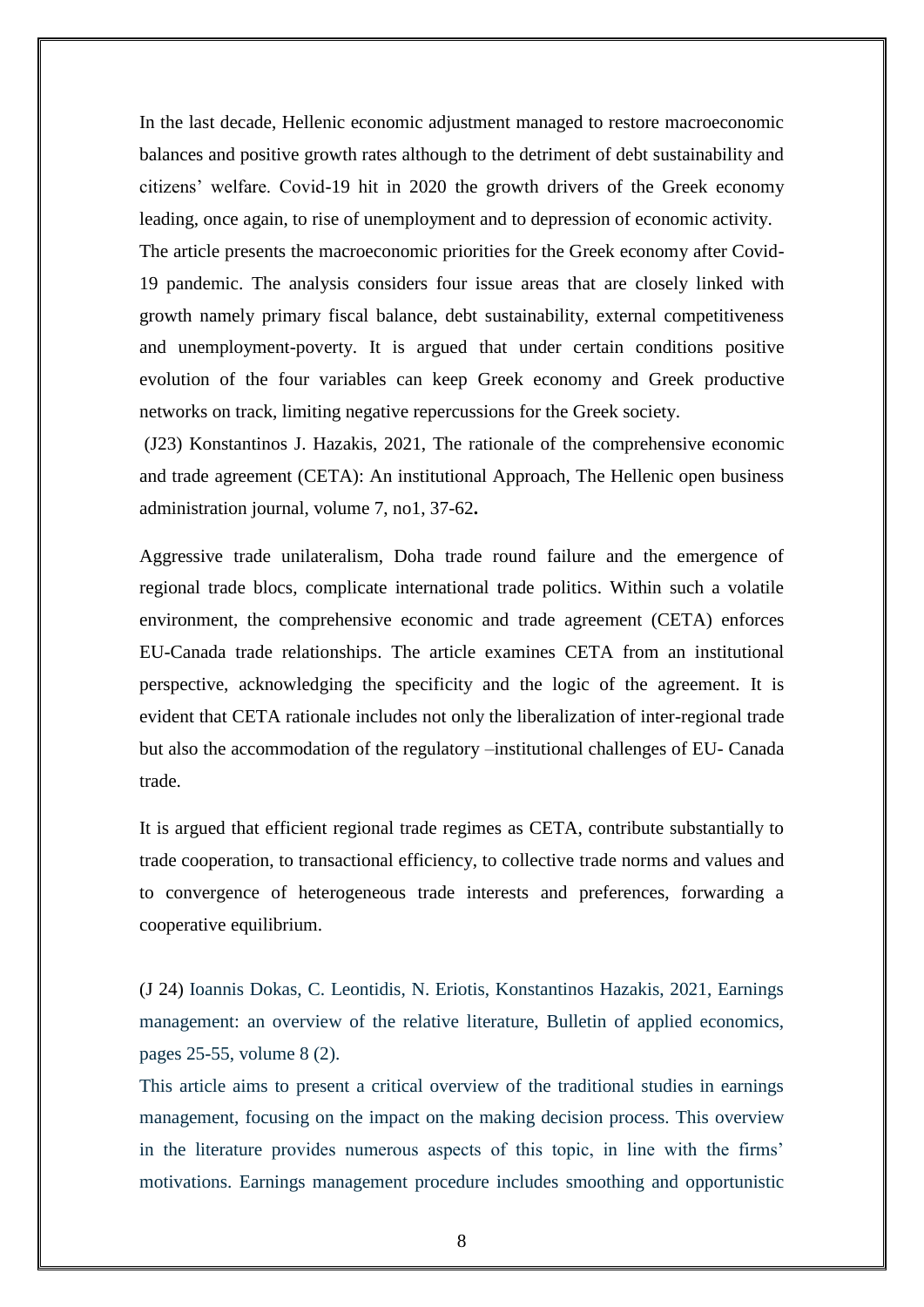In the last decade, Hellenic economic adjustment managed to restore macroeconomic balances and positive growth rates although to the detriment of debt sustainability and citizens' welfare. Covid-19 hit in 2020 the growth drivers of the Greek economy leading, once again, to rise of unemployment and to depression of economic activity.
The article presents the macroeconomic priorities for the Greek economy after Covid-19 pandemic. The analysis considers four issue areas that are closely linked with growth namely primary fiscal balance, debt sustainability, external competitiveness and unemployment-poverty. It is argued that under certain conditions positive evolution of the four variables can keep Greek economy and Greek productive networks on track, limiting negative repercussions for the Greek society.

(J23) Konstantinos J. Hazakis, 2021, The rationale of the comprehensive economic and trade agreement (CETA): An institutional Approach, The Hellenic open business administration journal, volume 7, no1, 37-62**.**

Aggressive trade unilateralism, Doha trade round failure and the emergence of regional trade blocs, complicate international trade politics. Within such a volatile environment, the comprehensive economic and trade agreement (CETA) enforces EU-Canada trade relationships. The article examines CETA from an institutional perspective, acknowledging the specificity and the logic of the agreement. It is evident that CETA rationale includes not only the liberalization of inter-regional trade but also the accommodation of the regulatory –institutional challenges of EU- Canada trade.

It is argued that efficient regional trade regimes as CETA, contribute substantially to trade cooperation, to transactional efficiency, to collective trade norms and values and to convergence of heterogeneous trade interests and preferences, forwarding a cooperative equilibrium.

(J 24) Ioannis Dokas, C. Leontidis, N. Eriotis, Konstantinos Hazakis, 2021, Earnings management: an overview of the relative literature, Bulletin of applied economics, pages 25-55, volume 8 (2).

This article aims to present a critical overview of the traditional studies in earnings management, focusing on the impact on the making decision process. This overview in the literature provides numerous aspects of this topic, in line with the firms' motivations. Earnings management procedure includes smoothing and opportunistic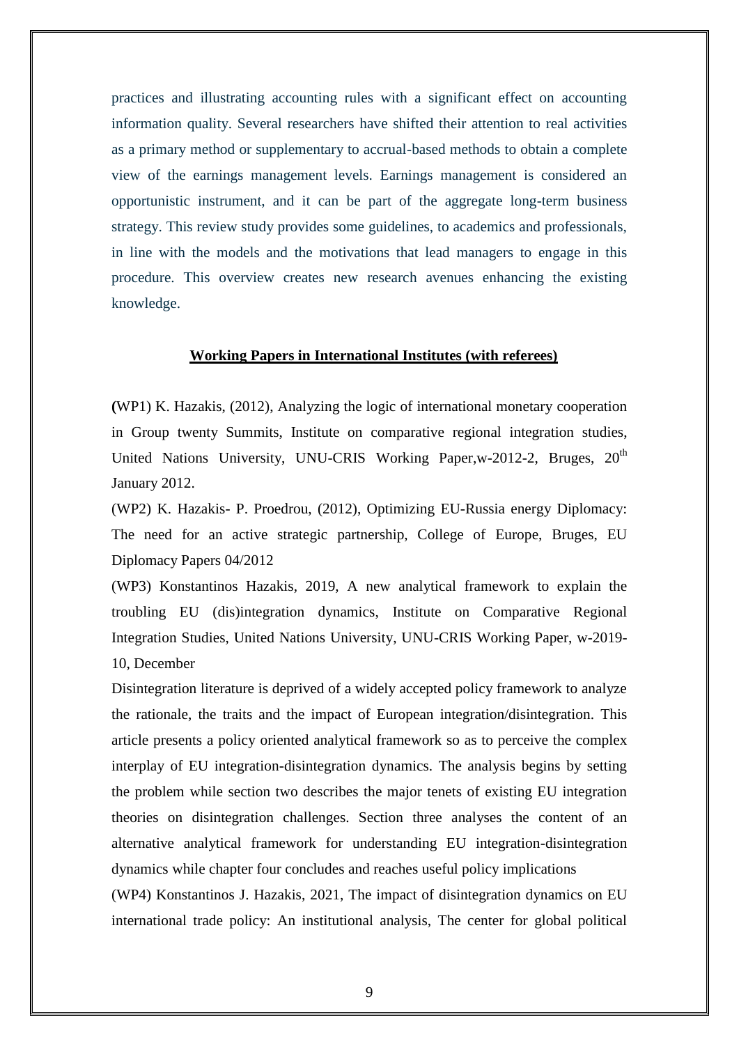practices and illustrating accounting rules with a significant effect on accounting information quality. Several researchers have shifted their attention to real activities as a primary method or supplementary to accrual-based methods to obtain a complete view of the earnings management levels. Earnings management is considered an opportunistic instrument, and it can be part of the aggregate long-term business strategy. This review study provides some guidelines, to academics and professionals, in line with the models and the motivations that lead managers to engage in this procedure. This overview creates new research avenues enhancing the existing knowledge.

**Working Papers in International Institutes (with referees)**

**(**WP1) K. Hazakis, (2012), Analyzing the logic of international monetary cooperation in Group twenty Summits, Institute on comparative regional integration studies, United Nations University, UNU-CRIS Working Paper,w-2012-2, Bruges, 20th January 2012.

(WP2) K. Hazakis- P. Proedrou, (2012), Optimizing EU-Russia energy Diplomacy: The need for an active strategic partnership, College of Europe, Bruges, EU Diplomacy Papers 04/2012

(WP3) Konstantinos Hazakis, 2019, A new analytical framework to explain the troubling EU (dis)integration dynamics, Institute on Comparative Regional Integration Studies, United Nations University, UNU-CRIS Working Paper, w-2019-10, December

Disintegration literature is deprived of a widely accepted policy framework to analyze the rationale, the traits and the impact of European integration/disintegration. This article presents a policy oriented analytical framework so as to perceive the complex interplay of EU integration-disintegration dynamics. The analysis begins by setting the problem while section two describes the major tenets of existing EU integration theories on disintegration challenges. Section three analyses the content of an alternative analytical framework for understanding EU integration-disintegration dynamics while chapter four concludes and reaches useful policy implications

(WP4) Konstantinos J. Hazakis, 2021, The impact of disintegration dynamics on EU international trade policy: An institutional analysis, The center for global political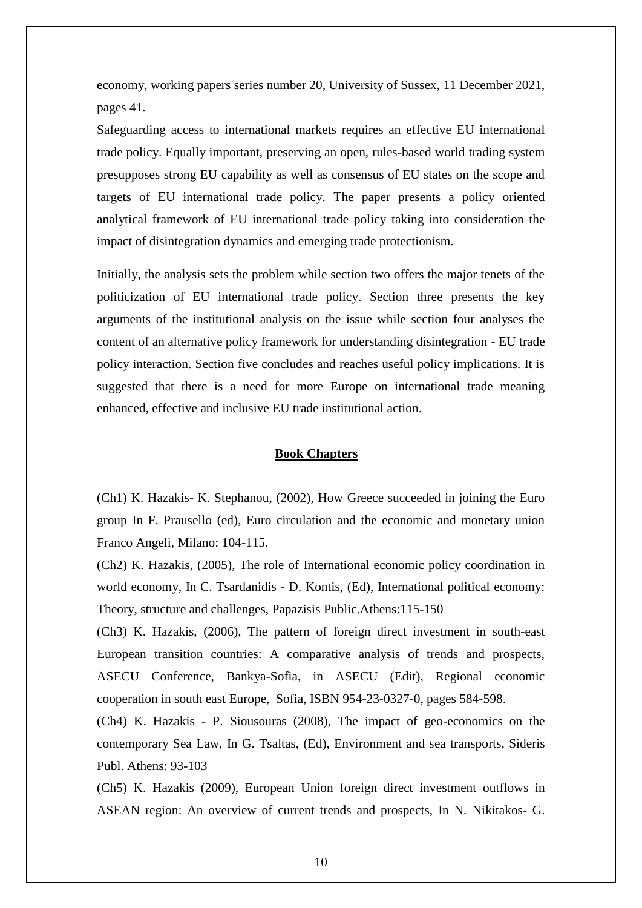economy, working papers series number 20, University of Sussex, 11 December 2021, pages 41.

Safeguarding access to international markets requires an effective EU international trade policy. Equally important, preserving an open, rules-based world trading system presupposes strong EU capability as well as consensus of EU states on the scope and targets of EU international trade policy. The paper presents a policy oriented analytical framework of EU international trade policy taking into consideration the impact of disintegration dynamics and emerging trade protectionism.

Initially, the analysis sets the problem while section two offers the major tenets of the politicization of EU international trade policy. Section three presents the key arguments of the institutional analysis on the issue while section four analyses the content of an alternative policy framework for understanding disintegration - EU trade policy interaction. Section five concludes and reaches useful policy implications. It is suggested that there is a need for more Europe on international trade meaning enhanced, effective and inclusive EU trade institutional action.

## Book Chapters

(Ch1) K. Hazakis- K. Stephanou, (2002), How Greece succeeded in joining the Euro group In F. Prausello (ed), Euro circulation and the economic and monetary union Franco Angeli, Milano: 104-115.

(Ch2) K. Hazakis, (2005), The role of International economic policy coordination in world economy, In C. Tsardanidis - D. Kontis, (Ed), International political economy: Theory, structure and challenges, Papazisis Public.Athens:115-150

(Ch3) K. Hazakis, (2006), The pattern of foreign direct investment in south-east European transition countries: A comparative analysis of trends and prospects, ASECU Conference, Bankya-Sofia, in ASECU (Edit), Regional economic cooperation in south east Europe, Sofia, ISBN 954-23-0327-0, pages 584-598.

(Ch4) K. Hazakis - P. Siousouras (2008), The impact of geo-economics on the contemporary Sea Law, In G. Tsaltas, (Ed), Environment and sea transports, Sideris Publ. Athens: 93-103

(Ch5) K. Hazakis (2009), European Union foreign direct investment outflows in ASEAN region: An overview of current trends and prospects, In N. Nikitakos- G.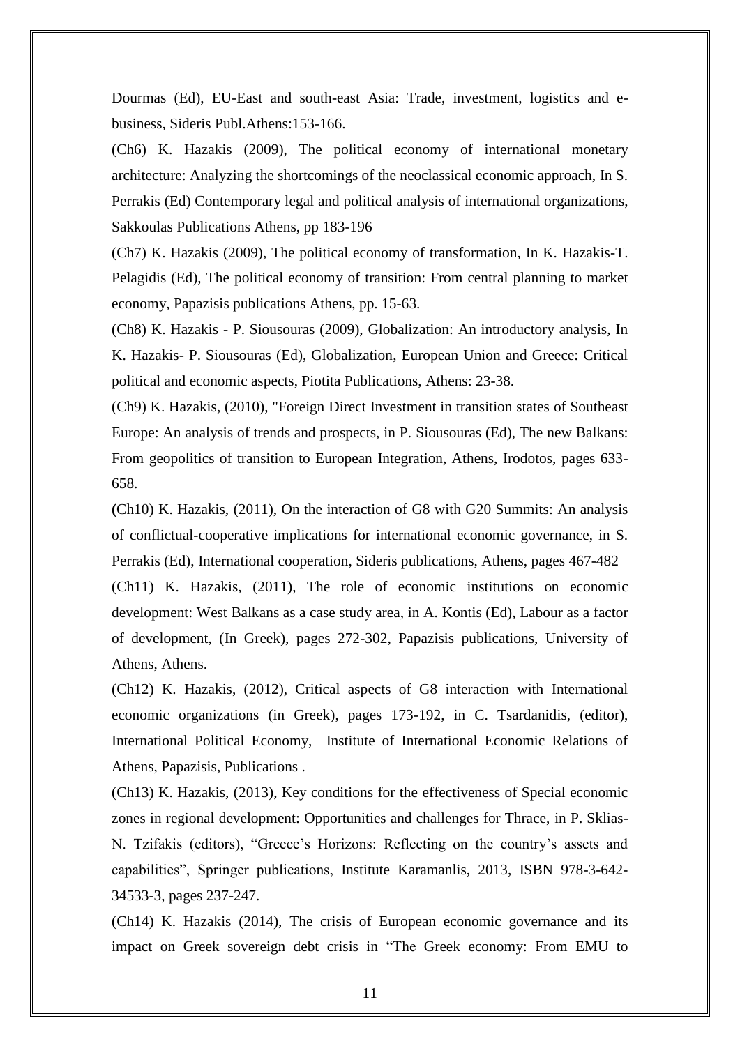Dourmas (Ed), EU-East and south-east Asia: Trade, investment, logistics and e-business, Sideris Publ.Athens:153-166.

(Ch6) K. Hazakis (2009), The political economy of international monetary architecture: Analyzing the shortcomings of the neoclassical economic approach, In S. Perrakis (Ed) Contemporary legal and political analysis of international organizations, Sakkoulas Publications Athens, pp 183-196

(Ch7) K. Hazakis (2009), The political economy of transformation, In K. Hazakis-T. Pelagidis (Ed), The political economy of transition: From central planning to market economy, Papazisis publications Athens, pp. 15-63.

(Ch8) K. Hazakis - P. Siousouras (2009), Globalization: An introductory analysis, In K. Hazakis- P. Siousouras (Ed), Globalization, European Union and Greece: Critical political and economic aspects, Piotita Publications, Athens: 23-38.

(Ch9) K. Hazakis, (2010), "Foreign Direct Investment in transition states of Southeast Europe: An analysis of trends and prospects, in P. Siousouras (Ed), The new Balkans: From geopolitics of transition to European Integration, Athens, Irodotos, pages 633-658.

**(**Ch10) K. Hazakis, (2011), On the interaction of G8 with G20 Summits: An analysis of conflictual-cooperative implications for international economic governance, in S. Perrakis (Ed), International cooperation, Sideris publications, Athens, pages 467-482

(Ch11) K. Hazakis, (2011), The role of economic institutions on economic development: West Balkans as a case study area, in A. Kontis (Ed), Labour as a factor of development, (In Greek), pages 272-302, Papazisis publications, University of Athens, Athens.

(Ch12) K. Hazakis, (2012), Critical aspects of G8 interaction with International economic organizations (in Greek), pages 173-192, in C. Tsardanidis, (editor), International Political Economy, Institute of International Economic Relations of Athens, Papazisis, Publications .

(Ch13) K. Hazakis, (2013), Key conditions for the effectiveness of Special economic zones in regional development: Opportunities and challenges for Thrace, in P. Sklias-N. Tzifakis (editors), "Greece's Horizons: Reflecting on the country's assets and capabilities", Springer publications, Institute Karamanlis, 2013, ISBN 978-3-642-34533-3, pages 237-247.

(Ch14) K. Hazakis (2014), The crisis of European economic governance and its impact on Greek sovereign debt crisis in "The Greek economy: From EMU to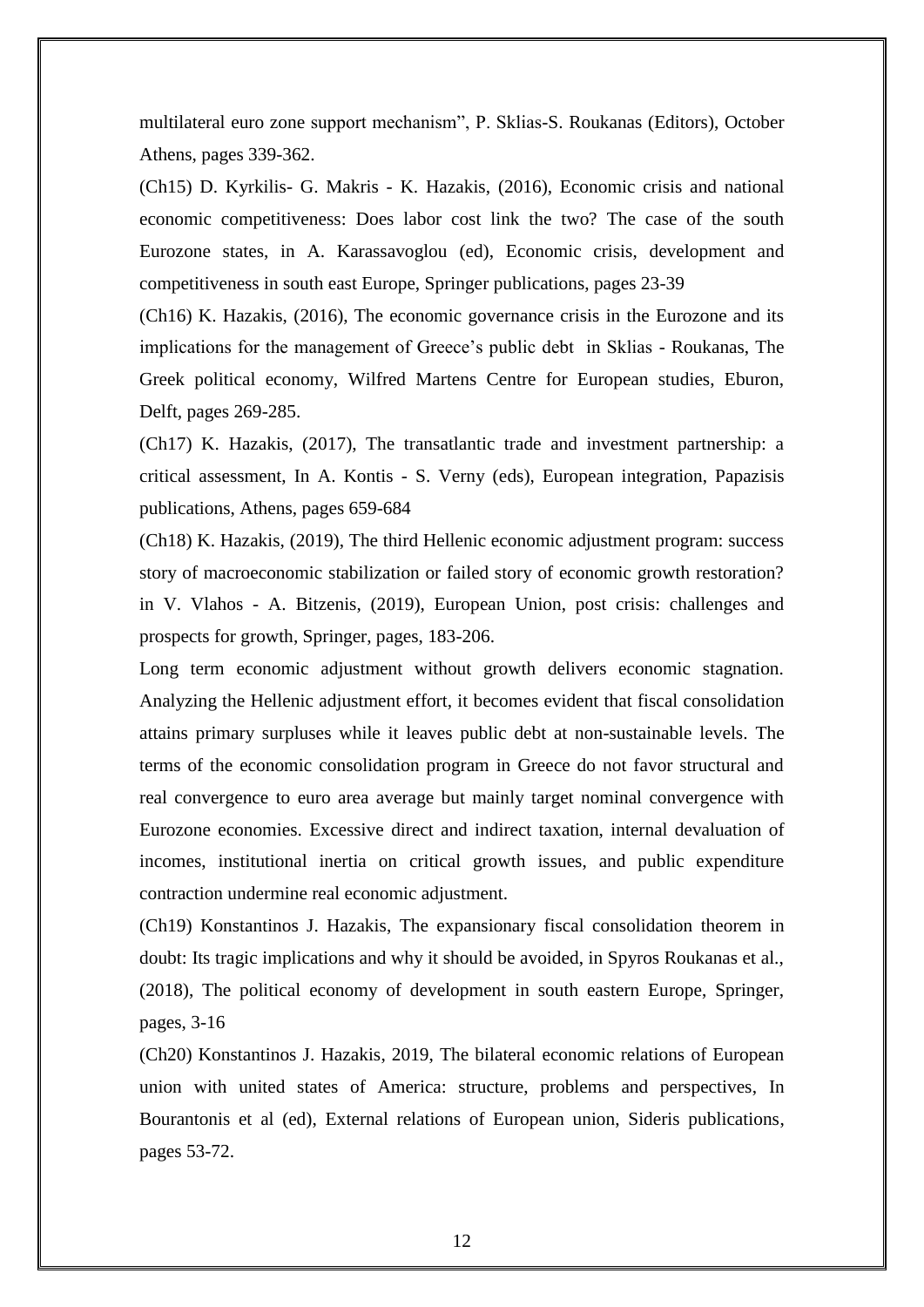multilateral euro zone support mechanism", P. Sklias-S. Roukanas (Editors), October Athens, pages 339-362.

(Ch15) D. Kyrkilis- G. Makris - K. Hazakis, (2016), Economic crisis and national economic competitiveness: Does labor cost link the two? The case of the south Eurozone states, in A. Karassavoglou (ed), Economic crisis, development and competitiveness in south east Europe, Springer publications, pages 23-39

(Ch16) K. Hazakis, (2016), The economic governance crisis in the Eurozone and its implications for the management of Greece's public debt in Sklias - Roukanas, The Greek political economy, Wilfred Martens Centre for European studies, Eburon, Delft, pages 269-285.

(Ch17) K. Hazakis, (2017), The transatlantic trade and investment partnership: a critical assessment, In A. Kontis - S. Verny (eds), European integration, Papazisis publications, Athens, pages 659-684

(Ch18) K. Hazakis, (2019), The third Hellenic economic adjustment program: success story of macroeconomic stabilization or failed story of economic growth restoration? in V. Vlahos - A. Bitzenis, (2019), European Union, post crisis: challenges and prospects for growth, Springer, pages, 183-206.

Long term economic adjustment without growth delivers economic stagnation. Analyzing the Hellenic adjustment effort, it becomes evident that fiscal consolidation attains primary surpluses while it leaves public debt at non-sustainable levels. The terms of the economic consolidation program in Greece do not favor structural and real convergence to euro area average but mainly target nominal convergence with Eurozone economies. Excessive direct and indirect taxation, internal devaluation of incomes, institutional inertia on critical growth issues, and public expenditure contraction undermine real economic adjustment.

(Ch19) Konstantinos J. Hazakis, The expansionary fiscal consolidation theorem in doubt: Its tragic implications and why it should be avoided, in Spyros Roukanas et al., (2018), The political economy of development in south eastern Europe, Springer, pages, 3-16

(Ch20) Konstantinos J. Hazakis, 2019, The bilateral economic relations of European union with united states of America: structure, problems and perspectives, In Bourantonis et al (ed), External relations of European union, Sideris publications, pages 53-72.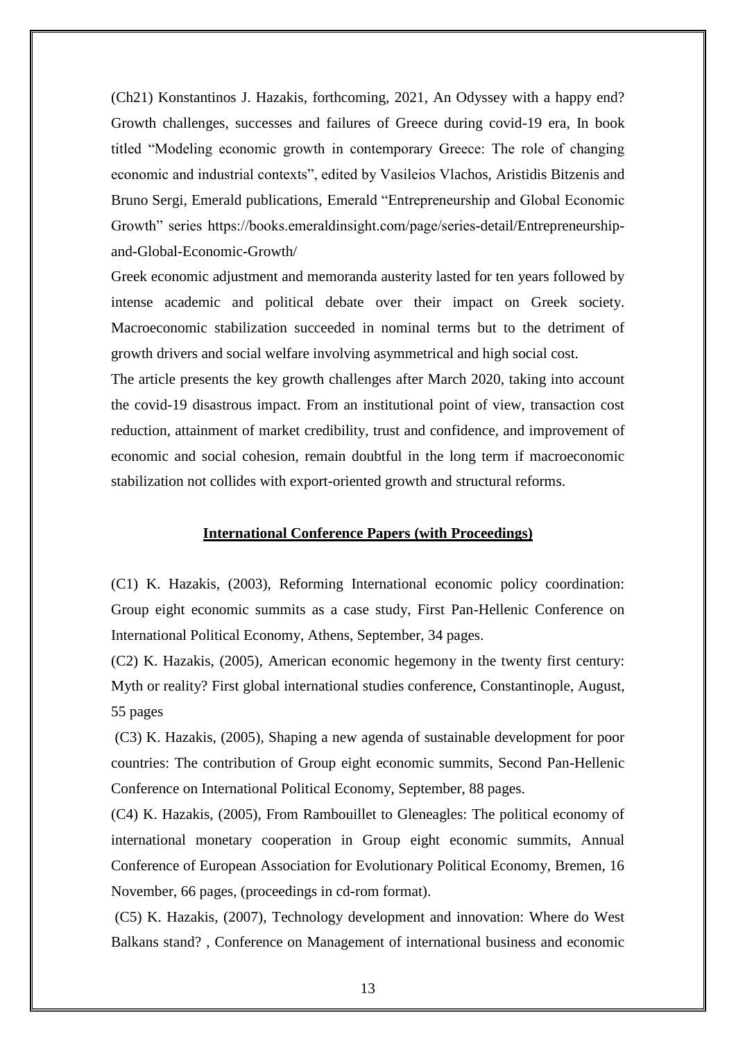(Ch21) Konstantinos J. Hazakis, forthcoming, 2021, An Odyssey with a happy end? Growth challenges, successes and failures of Greece during covid-19 era, In book titled "Modeling economic growth in contemporary Greece: The role of changing economic and industrial contexts", edited by Vasileios Vlachos, Aristidis Bitzenis and Bruno Sergi, Emerald publications, Emerald "Entrepreneurship and Global Economic Growth" series https://books.emeraldinsight.com/page/series-detail/Entrepreneurship-and-Global-Economic-Growth/

Greek economic adjustment and memoranda austerity lasted for ten years followed by intense academic and political debate over their impact on Greek society. Macroeconomic stabilization succeeded in nominal terms but to the detriment of growth drivers and social welfare involving asymmetrical and high social cost.

The article presents the key growth challenges after March 2020, taking into account the covid-19 disastrous impact. From an institutional point of view, transaction cost reduction, attainment of market credibility, trust and confidence, and improvement of economic and social cohesion, remain doubtful in the long term if macroeconomic stabilization not collides with export-oriented growth and structural reforms.

## **International Conference Papers (with Proceedings)**

(C1) K. Hazakis, (2003), Reforming International economic policy coordination: Group eight economic summits as a case study, First Pan-Hellenic Conference on International Political Economy, Athens, September, 34 pages.

(C2) K. Hazakis, (2005), American economic hegemony in the twenty first century: Myth or reality? First global international studies conference, Constantinople, August, 55 pages

(C3) K. Hazakis, (2005), Shaping a new agenda of sustainable development for poor countries: The contribution of Group eight economic summits, Second Pan-Hellenic Conference on International Political Economy, September, 88 pages.

(C4) K. Hazakis, (2005), From Rambouillet to Gleneagles: The political economy of international monetary cooperation in Group eight economic summits, Annual Conference of European Association for Evolutionary Political Economy, Bremen, 16 November, 66 pages, (proceedings in cd-rom format).

(C5) K. Hazakis, (2007), Technology development and innovation: Where do West Balkans stand? , Conference on Management of international business and economic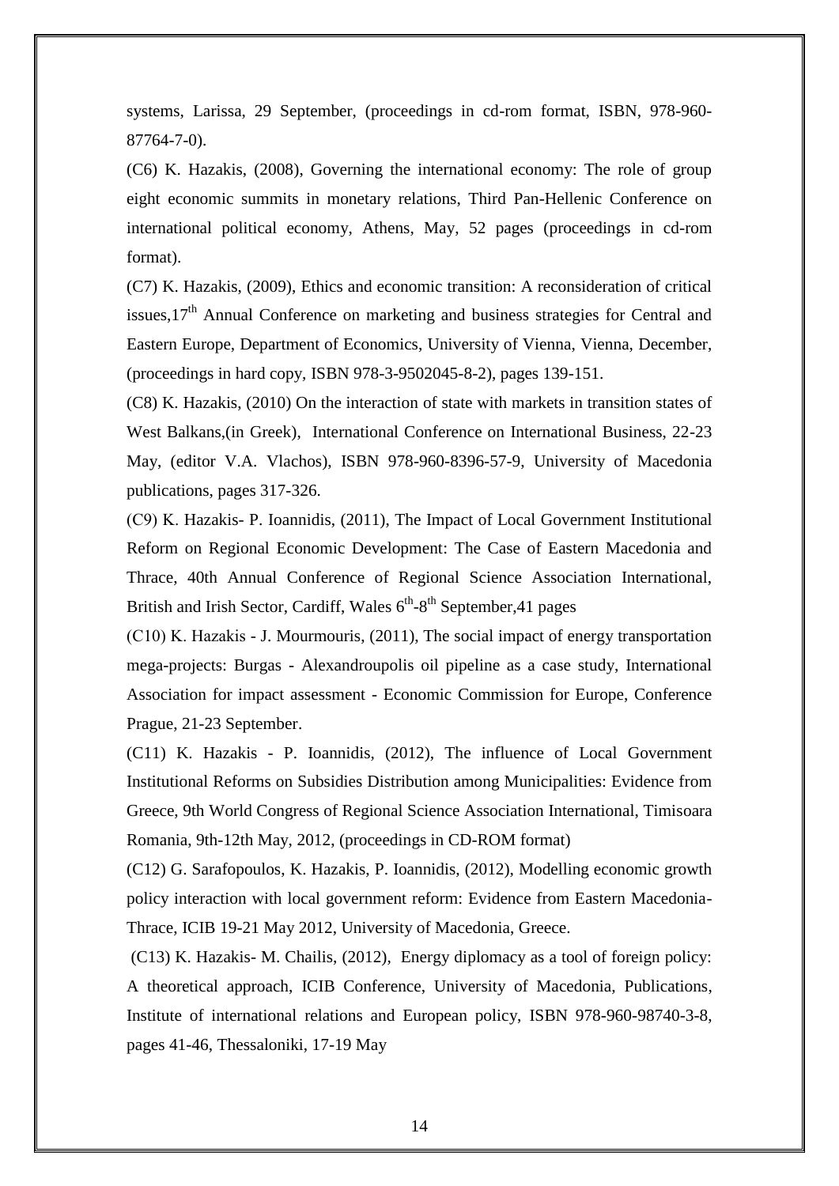systems, Larissa, 29 September, (proceedings in cd-rom format, ISBN, 978-960-87764-7-0).

(C6) K. Hazakis, (2008), Governing the international economy: The role of group eight economic summits in monetary relations, Third Pan-Hellenic Conference on international political economy, Athens, May, 52 pages (proceedings in cd-rom format).

(C7) K. Hazakis, (2009), Ethics and economic transition: A reconsideration of critical issues,17$^{th}$ Annual Conference on marketing and business strategies for Central and Eastern Europe, Department of Economics, University of Vienna, Vienna, December, (proceedings in hard copy, ISBN 978-3-9502045-8-2), pages 139-151.

(C8) K. Hazakis, (2010) On the interaction of state with markets in transition states of West Balkans,(in Greek), International Conference on International Business, 22-23 May, (editor V.A. Vlachos), ISBN 978-960-8396-57-9, University of Macedonia publications, pages 317-326.

(C9) K. Hazakis- P. Ioannidis, (2011), The Impact of Local Government Institutional Reform on Regional Economic Development: The Case of Eastern Macedonia and Thrace, 40th Annual Conference of Regional Science Association International, British and Irish Sector, Cardiff, Wales 6$^{th}$-8$^{th}$ September,41 pages

(C10) K. Hazakis - J. Mourmouris, (2011), The social impact of energy transportation mega-projects: Burgas - Alexandroupolis oil pipeline as a case study, International Association for impact assessment - Economic Commission for Europe, Conference Prague, 21-23 September.

(C11) K. Hazakis - P. Ioannidis, (2012), The influence of Local Government Institutional Reforms on Subsidies Distribution among Municipalities: Evidence from Greece, 9th World Congress of Regional Science Association International, Timisoara Romania, 9th-12th May, 2012, (proceedings in CD-ROM format)

(C12) G. Sarafopoulos, K. Hazakis, P. Ioannidis, (2012), Modelling economic growth policy interaction with local government reform: Evidence from Eastern Macedonia-Thrace, ICIB 19-21 May 2012, University of Macedonia, Greece.

(C13) K. Hazakis- M. Chailis, (2012), Energy diplomacy as a tool of foreign policy: A theoretical approach, ICIB Conference, University of Macedonia, Publications, Institute of international relations and European policy, ISBN 978-960-98740-3-8, pages 41-46, Thessaloniki, 17-19 May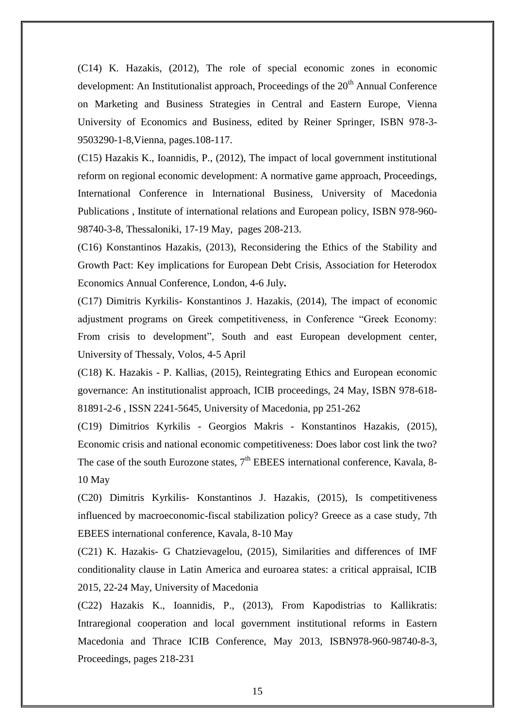(C14) K. Hazakis, (2012), The role of special economic zones in economic development: An Institutionalist approach, Proceedings of the 20th Annual Conference on Marketing and Business Strategies in Central and Eastern Europe, Vienna University of Economics and Business, edited by Reiner Springer, ISBN 978-3-9503290-1-8,Vienna, pages.108-117.

(C15) Hazakis K., Ioannidis, P., (2012), The impact of local government institutional reform on regional economic development: A normative game approach, Proceedings, International Conference in International Business, University of Macedonia Publications , Institute of international relations and European policy, ISBN 978-960-98740-3-8, Thessaloniki, 17-19 May, pages 208-213.

(C16) Konstantinos Hazakis, (2013), Reconsidering the Ethics of the Stability and Growth Pact: Key implications for European Debt Crisis, Association for Heterodox Economics Annual Conference, London, 4-6 July**.**

(C17) Dimitris Kyrkilis- Konstantinos J. Hazakis, (2014), The impact of economic adjustment programs on Greek competitiveness, in Conference "Greek Economy: From crisis to development", South and east European development center, University of Thessaly, Volos, 4-5 April

(C18) K. Hazakis - P. Kallias, (2015), Reintegrating Ethics and European economic governance: An institutionalist approach, ICIB proceedings, 24 May, ISBN 978-618-81891-2-6 , ISSN 2241-5645, University of Macedonia, pp 251-262

(C19) Dimitrios Kyrkilis - Georgios Makris - Konstantinos Hazakis, (2015), Economic crisis and national economic competitiveness: Does labor cost link the two? The case of the south Eurozone states, 7th EBEES international conference, Kavala, 8-10 May

(C20) Dimitris Kyrkilis- Konstantinos J. Hazakis, (2015), Is competitiveness influenced by macroeconomic-fiscal stabilization policy? Greece as a case study, 7th EBEES international conference, Kavala, 8-10 May

(C21) K. Hazakis- G Chatzievagelou, (2015), Similarities and differences of IMF conditionality clause in Latin America and euroarea states: a critical appraisal, ICIB 2015, 22-24 May, University of Macedonia

(C22) Hazakis K., Ioannidis, P., (2013), From Kapodistrias to Kallikratis: Intraregional cooperation and local government institutional reforms in Eastern Macedonia and Thrace ICIB Conference, May 2013, ISBN978-960-98740-8-3, Proceedings, pages 218-231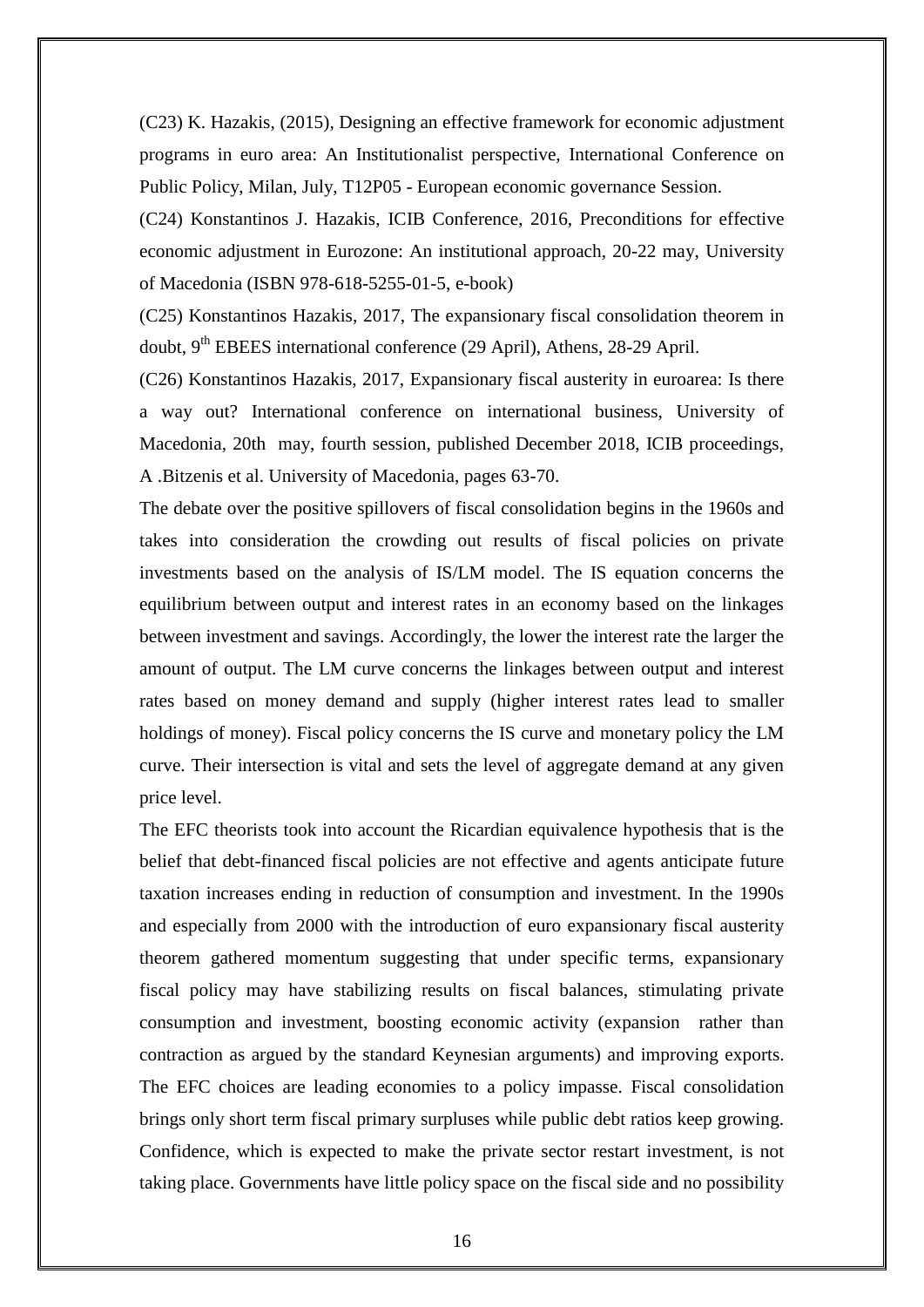(C23) K. Hazakis, (2015), Designing an effective framework for economic adjustment programs in euro area: An Institutionalist perspective, International Conference on Public Policy, Milan, July, T12P05 - European economic governance Session.

(C24) Konstantinos J. Hazakis, ICIB Conference, 2016, Preconditions for effective economic adjustment in Eurozone: An institutional approach, 20-22 may, University of Macedonia (ISBN 978-618-5255-01-5, e-book)

(C25) Konstantinos Hazakis, 2017, The expansionary fiscal consolidation theorem in doubt, 9th EBEES international conference (29 April), Athens, 28-29 April.

(C26) Konstantinos Hazakis, 2017, Expansionary fiscal austerity in euroarea: Is there a way out? International conference on international business, University of Macedonia, 20th may, fourth session, published December 2018, ICIB proceedings, A .Bitzenis et al. University of Macedonia, pages 63-70.

The debate over the positive spillovers of fiscal consolidation begins in the 1960s and takes into consideration the crowding out results of fiscal policies on private investments based on the analysis of IS/LM model. The IS equation concerns the equilibrium between output and interest rates in an economy based on the linkages between investment and savings. Accordingly, the lower the interest rate the larger the amount of output. The LM curve concerns the linkages between output and interest rates based on money demand and supply (higher interest rates lead to smaller holdings of money). Fiscal policy concerns the IS curve and monetary policy the LM curve. Their intersection is vital and sets the level of aggregate demand at any given price level.

The EFC theorists took into account the Ricardian equivalence hypothesis that is the belief that debt-financed fiscal policies are not effective and agents anticipate future taxation increases ending in reduction of consumption and investment. In the 1990s and especially from 2000 with the introduction of euro expansionary fiscal austerity theorem gathered momentum suggesting that under specific terms, expansionary fiscal policy may have stabilizing results on fiscal balances, stimulating private consumption and investment, boosting economic activity (expansion rather than contraction as argued by the standard Keynesian arguments) and improving exports. The EFC choices are leading economies to a policy impasse. Fiscal consolidation brings only short term fiscal primary surpluses while public debt ratios keep growing. Confidence, which is expected to make the private sector restart investment, is not taking place. Governments have little policy space on the fiscal side and no possibility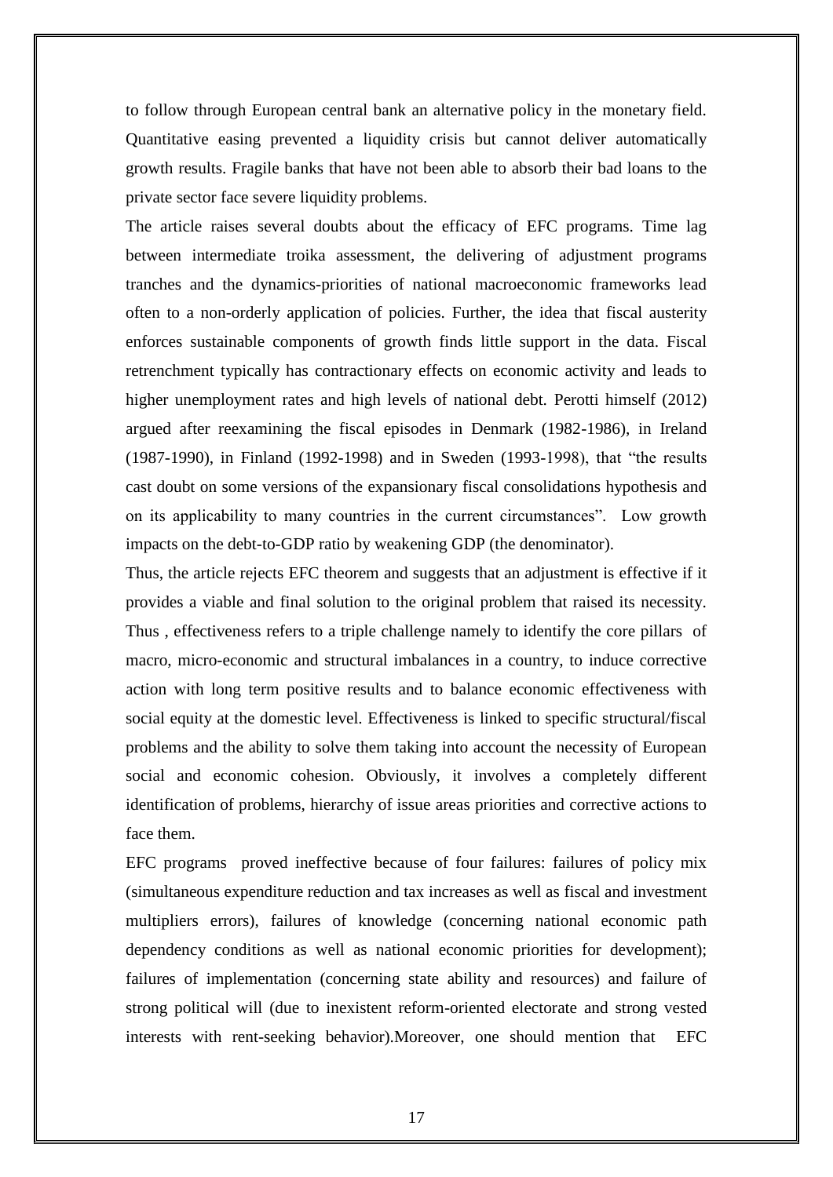to follow through European central bank an alternative policy in the monetary field. Quantitative easing prevented a liquidity crisis but cannot deliver automatically growth results. Fragile banks that have not been able to absorb their bad loans to the private sector face severe liquidity problems.

The article raises several doubts about the efficacy of EFC programs. Time lag between intermediate troika assessment, the delivering of adjustment programs tranches and the dynamics-priorities of national macroeconomic frameworks lead often to a non-orderly application of policies. Further, the idea that fiscal austerity enforces sustainable components of growth finds little support in the data. Fiscal retrenchment typically has contractionary effects on economic activity and leads to higher unemployment rates and high levels of national debt. Perotti himself (2012) argued after reexamining the fiscal episodes in Denmark (1982-1986), in Ireland (1987-1990), in Finland (1992-1998) and in Sweden (1993-1998), that "the results cast doubt on some versions of the expansionary fiscal consolidations hypothesis and on its applicability to many countries in the current circumstances". Low growth impacts on the debt-to-GDP ratio by weakening GDP (the denominator).

Thus, the article rejects EFC theorem and suggests that an adjustment is effective if it provides a viable and final solution to the original problem that raised its necessity. Thus , effectiveness refers to a triple challenge namely to identify the core pillars of macro, micro-economic and structural imbalances in a country, to induce corrective action with long term positive results and to balance economic effectiveness with social equity at the domestic level. Effectiveness is linked to specific structural/fiscal problems and the ability to solve them taking into account the necessity of European social and economic cohesion. Obviously, it involves a completely different identification of problems, hierarchy of issue areas priorities and corrective actions to face them.

EFC programs proved ineffective because of four failures: failures of policy mix (simultaneous expenditure reduction and tax increases as well as fiscal and investment multipliers errors), failures of knowledge (concerning national economic path dependency conditions as well as national economic priorities for development); failures of implementation (concerning state ability and resources) and failure of strong political will (due to inexistent reform-oriented electorate and strong vested interests with rent-seeking behavior).Moreover, one should mention that EFC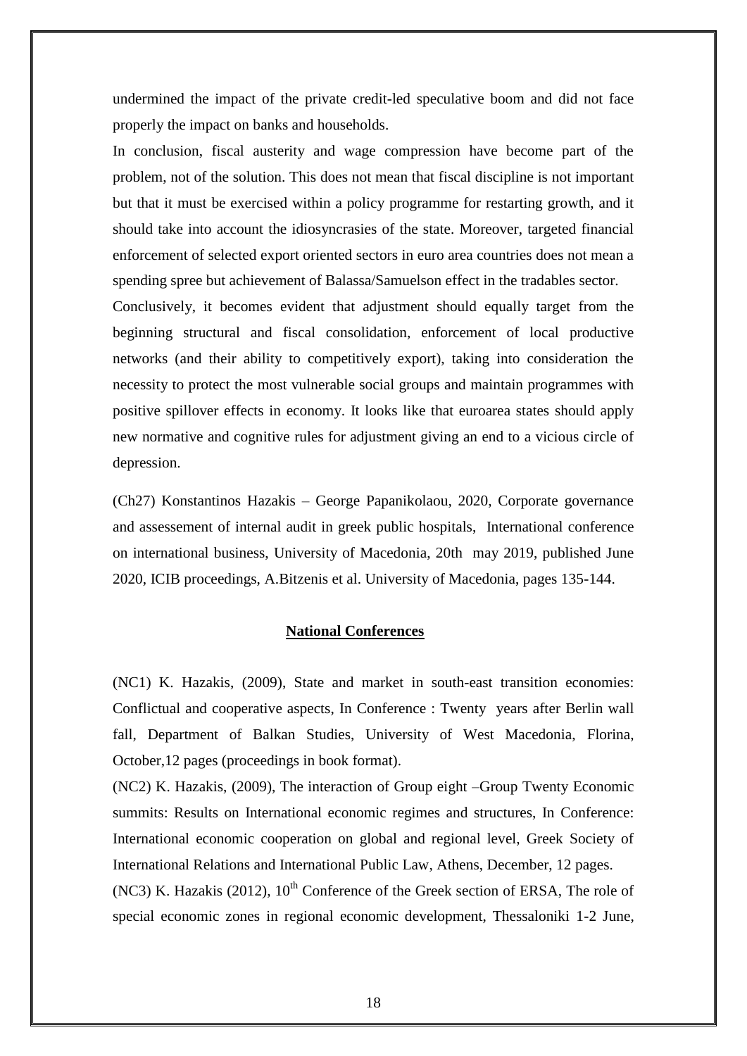undermined the impact of the private credit-led speculative boom and did not face properly the impact on banks and households.

In conclusion, fiscal austerity and wage compression have become part of the problem, not of the solution. This does not mean that fiscal discipline is not important but that it must be exercised within a policy programme for restarting growth, and it should take into account the idiosyncrasies of the state. Moreover, targeted financial enforcement of selected export oriented sectors in euro area countries does not mean a spending spree but achievement of Balassa/Samuelson effect in the tradables sector.

Conclusively, it becomes evident that adjustment should equally target from the beginning structural and fiscal consolidation, enforcement of local productive networks (and their ability to competitively export), taking into consideration the necessity to protect the most vulnerable social groups and maintain programmes with positive spillover effects in economy. It looks like that euroarea states should apply new normative and cognitive rules for adjustment giving an end to a vicious circle of depression.

(Ch27) Konstantinos Hazakis – George Papanikolaou, 2020, Corporate governance and assessement of internal audit in greek public hospitals, International conference on international business, University of Macedonia, 20th may 2019, published June 2020, ICIB proceedings, A.Bitzenis et al. University of Macedonia, pages 135-144.

## **National Conferences**

(NC1) K. Hazakis, (2009), State and market in south-east transition economies: Conflictual and cooperative aspects, In Conference : Twenty years after Berlin wall fall, Department of Balkan Studies, University of West Macedonia, Florina, October,12 pages (proceedings in book format).

(NC2) K. Hazakis, (2009), The interaction of Group eight –Group Twenty Economic summits: Results on International economic regimes and structures, In Conference: International economic cooperation on global and regional level, Greek Society of International Relations and International Public Law, Athens, December, 12 pages.

(NC3) K. Hazakis (2012), 10th Conference of the Greek section of ERSA, The role of special economic zones in regional economic development, Thessaloniki 1-2 June,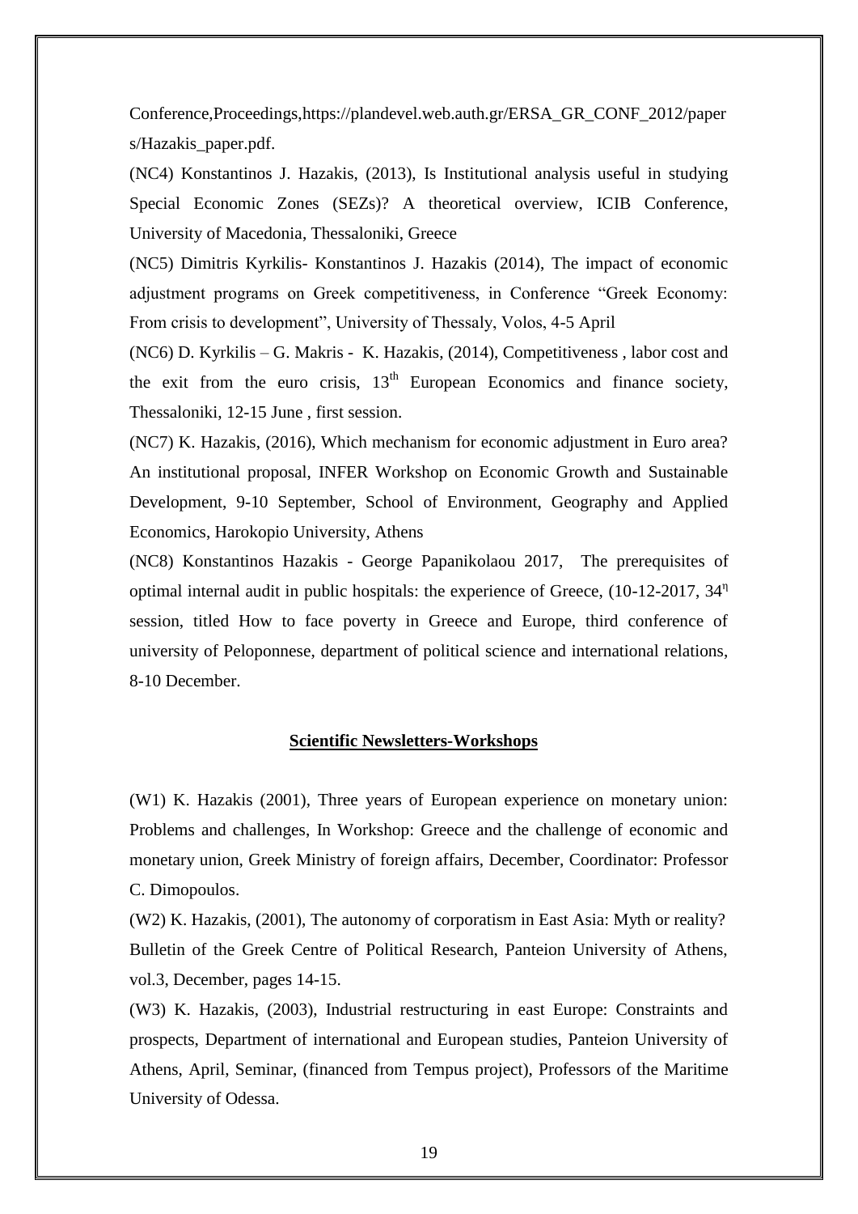Conference,Proceedings,https://plandevel.web.auth.gr/ERSA_GR_CONF_2012/papers/Hazakis_paper.pdf.

(NC4) Konstantinos J. Hazakis, (2013), Is Institutional analysis useful in studying Special Economic Zones (SEZs)? A theoretical overview, ICIB Conference, University of Macedonia, Thessaloniki, Greece

(NC5) Dimitris Kyrkilis- Konstantinos J. Hazakis (2014), The impact of economic adjustment programs on Greek competitiveness, in Conference "Greek Economy: From crisis to development", University of Thessaly, Volos, 4-5 April

(NC6) D. Kyrkilis – G. Makris - K. Hazakis, (2014), Competitiveness , labor cost and the exit from the euro crisis, 13th European Economics and finance society, Thessaloniki, 12-15 June , first session.

(NC7) K. Hazakis, (2016), Which mechanism for economic adjustment in Euro area? An institutional proposal, INFER Workshop on Economic Growth and Sustainable Development, 9-10 September, School of Environment, Geography and Applied Economics, Harokopio University, Athens

(NC8) Konstantinos Hazakis - George Papanikolaou 2017, The prerequisites of optimal internal audit in public hospitals: the experience of Greece, (10-12-2017, 34η session, titled How to face poverty in Greece and Europe, third conference of university of Peloponnese, department of political science and international relations, 8-10 December.

## Scientific Newsletters-Workshops

(W1) K. Hazakis (2001), Three years of European experience on monetary union: Problems and challenges, In Workshop: Greece and the challenge of economic and monetary union, Greek Ministry of foreign affairs, December, Coordinator: Professor C. Dimopoulos.

(W2) K. Hazakis, (2001), The autonomy of corporatism in East Asia: Myth or reality? Bulletin of the Greek Centre of Political Research, Panteion University of Athens, vol.3, December, pages 14-15.

(W3) K. Hazakis, (2003), Industrial restructuring in east Europe: Constraints and prospects, Department of international and European studies, Panteion University of Athens, April, Seminar, (financed from Tempus project), Professors of the Maritime University of Odessa.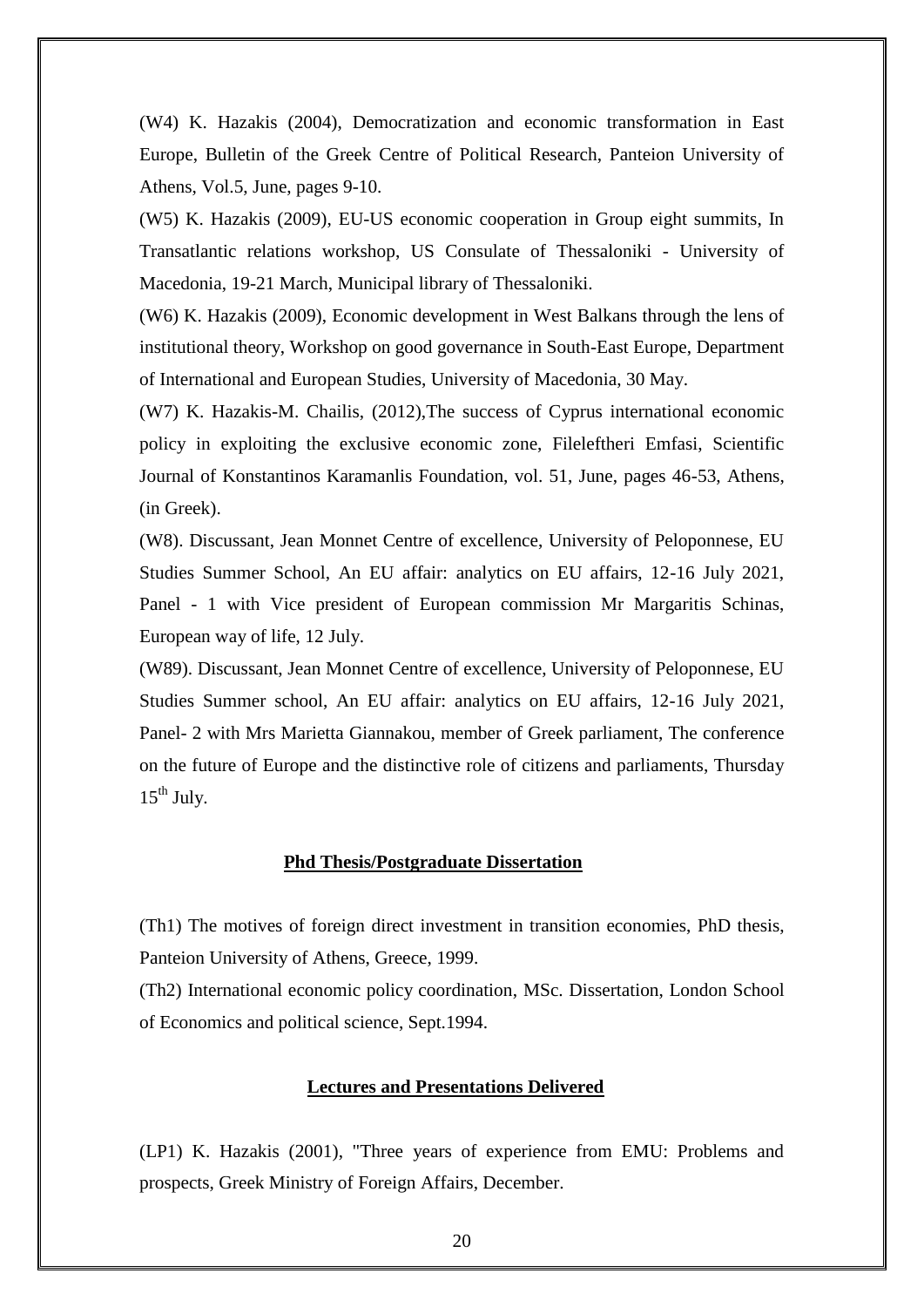(W4) K. Hazakis (2004), Democratization and economic transformation in East Europe, Bulletin of the Greek Centre of Political Research, Panteion University of Athens, Vol.5, June, pages 9-10.

(W5) K. Hazakis (2009), EU-US economic cooperation in Group eight summits, In Transatlantic relations workshop, US Consulate of Thessaloniki - University of Macedonia, 19-21 March, Municipal library of Thessaloniki.

(W6) K. Hazakis (2009), Economic development in West Balkans through the lens of institutional theory, Workshop on good governance in South-East Europe, Department of International and European Studies, University of Macedonia, 30 May.

(W7) K. Hazakis-M. Chailis, (2012),The success of Cyprus international economic policy in exploiting the exclusive economic zone, Fileleftheri Emfasi, Scientific Journal of Konstantinos Karamanlis Foundation, vol. 51, June, pages 46-53, Athens, (in Greek).

(W8). Discussant, Jean Monnet Centre of excellence, University of Peloponnese, EU Studies Summer School, An EU affair: analytics on EU affairs, 12-16 July 2021, Panel - 1 with Vice president of European commission Mr Margaritis Schinas, European way of life, 12 July.

(W89). Discussant, Jean Monnet Centre of excellence, University of Peloponnese, EU Studies Summer school, An EU affair: analytics on EU affairs, 12-16 July 2021, Panel- 2 with Mrs Marietta Giannakou, member of Greek parliament, The conference on the future of Europe and the distinctive role of citizens and parliaments, Thursday 15th July.

## Phd Thesis/Postgraduate Dissertation

(Th1) The motives of foreign direct investment in transition economies, PhD thesis, Panteion University of Athens, Greece, 1999.

(Th2) International economic policy coordination, MSc. Dissertation, London School of Economics and political science, Sept.1994.

## Lectures and Presentations Delivered

(LP1) K. Hazakis (2001), "Three years of experience from EMU: Problems and prospects, Greek Ministry of Foreign Affairs, December.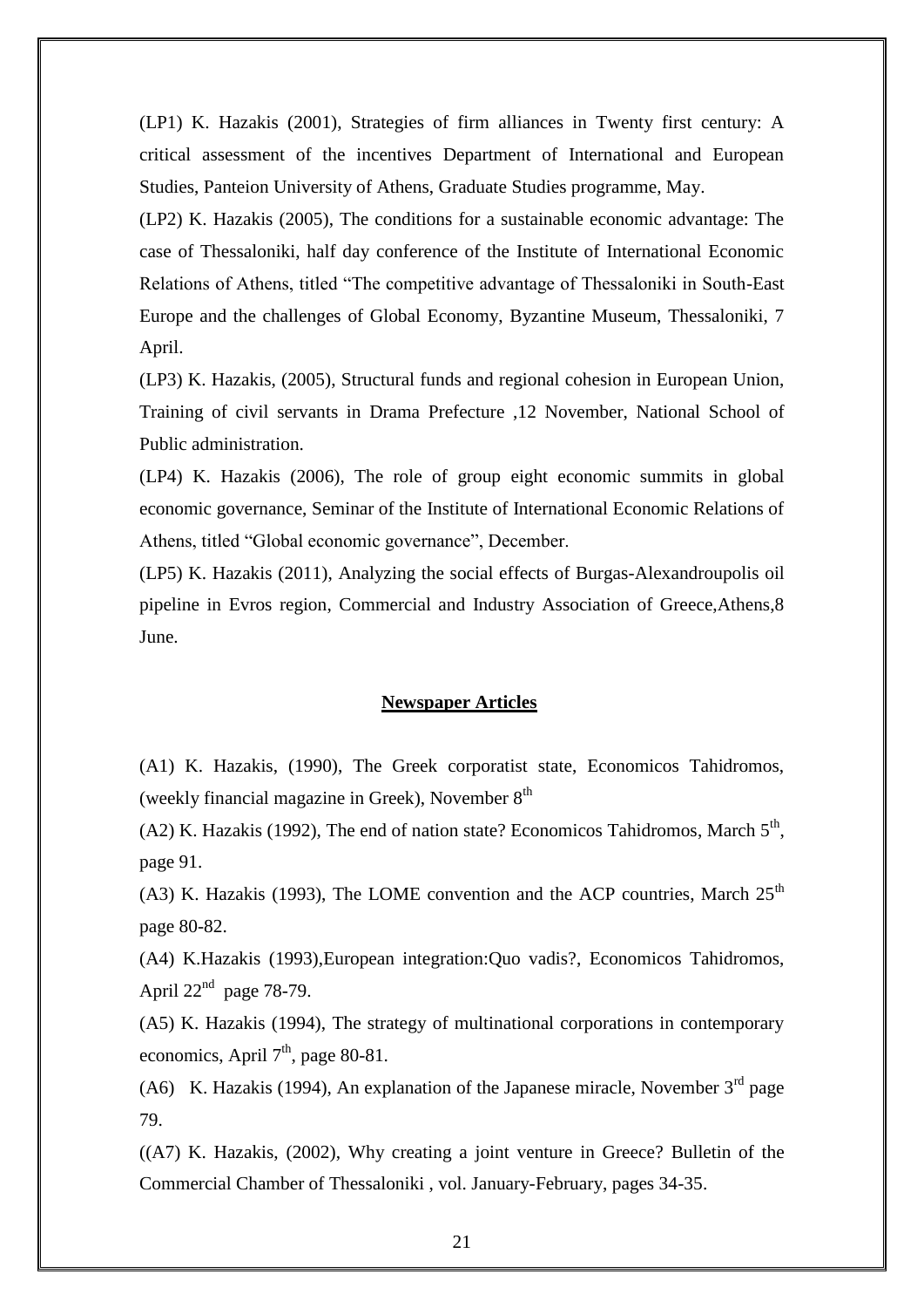(LP1) K. Hazakis (2001), Strategies of firm alliances in Twenty first century: A critical assessment of the incentives Department of International and European Studies, Panteion University of Athens, Graduate Studies programme, May.

(LP2) K. Hazakis (2005), The conditions for a sustainable economic advantage: The case of Thessaloniki, half day conference of the Institute of International Economic Relations of Athens, titled "The competitive advantage of Thessaloniki in South-East Europe and the challenges of Global Economy, Byzantine Museum, Thessaloniki, 7 April.

(LP3) K. Hazakis, (2005), Structural funds and regional cohesion in European Union, Training of civil servants in Drama Prefecture ,12 November, National School of Public administration.

(LP4) K. Hazakis (2006), The role of group eight economic summits in global economic governance, Seminar of the Institute of International Economic Relations of Athens, titled "Global economic governance", December.

(LP5) K. Hazakis (2011), Analyzing the social effects of Burgas-Alexandroupolis oil pipeline in Evros region, Commercial and Industry Association of Greece,Athens,8 June.

## Newspaper Articles

(A1) K. Hazakis, (1990), The Greek corporatist state, Economicos Tahidromos, (weekly financial magazine in Greek), November 8th

(A2) K. Hazakis (1992), The end of nation state? Economicos Tahidromos, March 5th, page 91.

(A3) K. Hazakis (1993), The LOME convention and the ACP countries, March 25th page 80-82.

(A4) K.Hazakis (1993),European integration:Quo vadis?, Economicos Tahidromos, April 22nd page 78-79.

(A5) K. Hazakis (1994), The strategy of multinational corporations in contemporary economics, April 7th, page 80-81.

(A6) K. Hazakis (1994), An explanation of the Japanese miracle, November 3rd page 79.

((A7) K. Hazakis, (2002), Why creating a joint venture in Greece? Bulletin of the Commercial Chamber of Thessaloniki , vol. January-February, pages 34-35.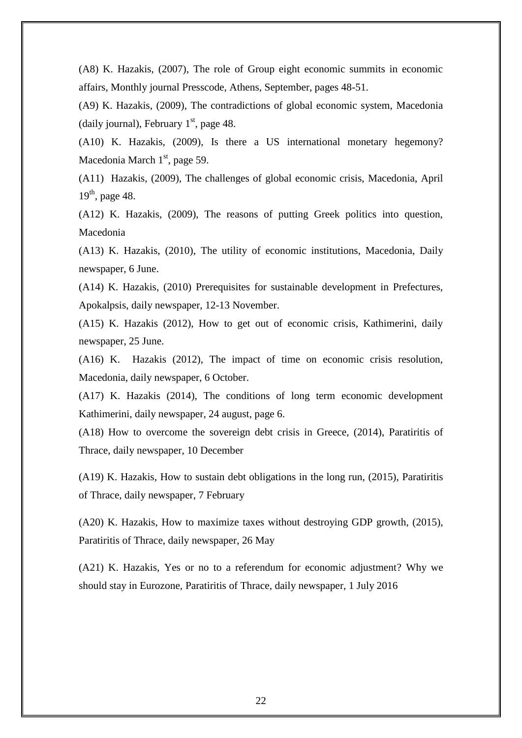(A8) K. Hazakis, (2007), The role of Group eight economic summits in economic affairs, Monthly journal Presscode, Athens, September, pages 48-51.

(A9) K. Hazakis, (2009), The contradictions of global economic system, Macedonia (daily journal), February 1st, page 48.

(A10) K. Hazakis, (2009), Is there a US international monetary hegemony? Macedonia March 1st, page 59.

(A11) Hazakis, (2009), The challenges of global economic crisis, Macedonia, April 19th, page 48.

(A12) K. Hazakis, (2009), The reasons of putting Greek politics into question, Macedonia

(A13) K. Hazakis, (2010), The utility of economic institutions, Macedonia, Daily newspaper, 6 June.

(A14) K. Hazakis, (2010) Prerequisites for sustainable development in Prefectures, Apokalpsis, daily newspaper, 12-13 November.

(A15) K. Hazakis (2012), How to get out of economic crisis, Kathimerini, daily newspaper, 25 June.

(A16) K. Hazakis (2012), The impact of time on economic crisis resolution, Macedonia, daily newspaper, 6 October.

(A17) K. Hazakis (2014), The conditions of long term economic development Kathimerini, daily newspaper, 24 august, page 6.

(A18) How to overcome the sovereign debt crisis in Greece, (2014), Paratiritis of Thrace, daily newspaper, 10 December

(A19) K. Hazakis, How to sustain debt obligations in the long run, (2015), Paratiritis of Thrace, daily newspaper, 7 February

(A20) K. Hazakis, How to maximize taxes without destroying GDP growth, (2015), Paratiritis of Thrace, daily newspaper, 26 May

(A21) K. Hazakis, Yes or no to a referendum for economic adjustment? Why we should stay in Eurozone, Paratiritis of Thrace, daily newspaper, 1 July 2016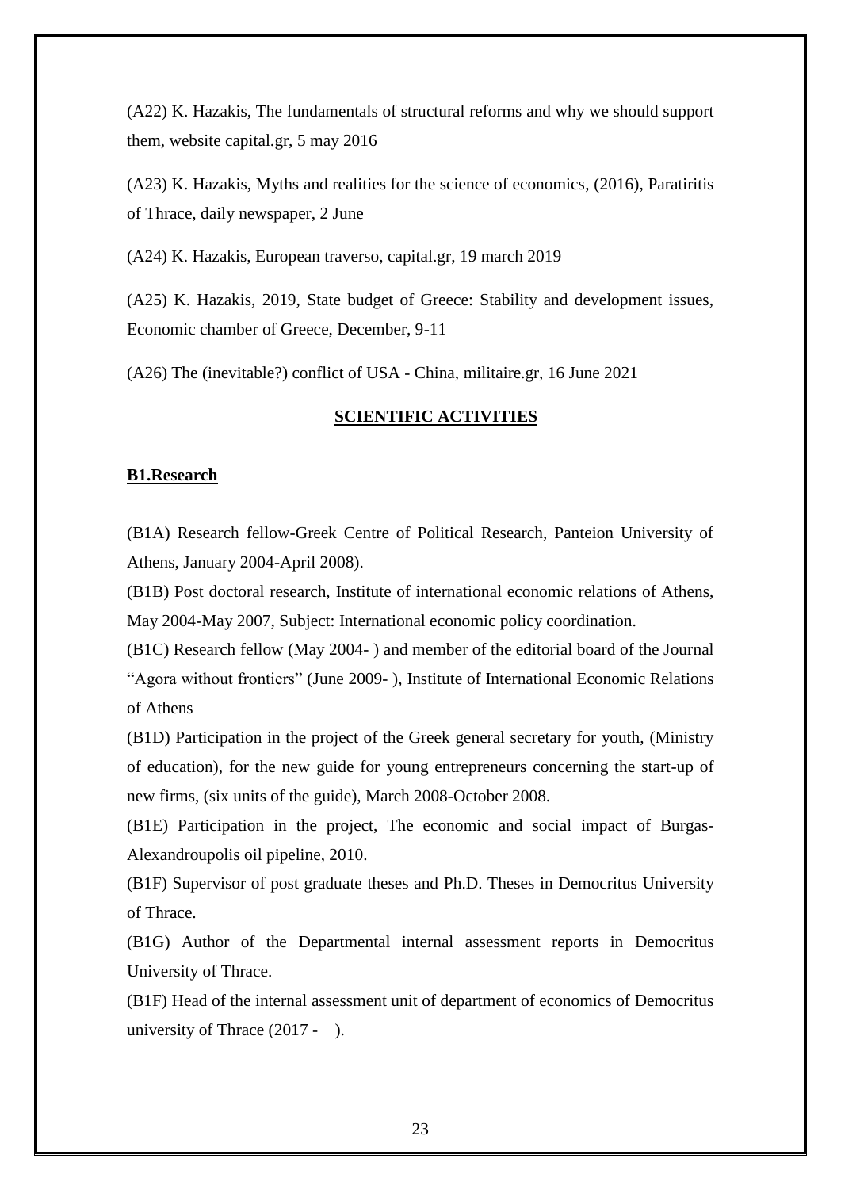(A22) K. Hazakis, The fundamentals of structural reforms and why we should support them, website capital.gr, 5 may 2016

(A23) K. Hazakis, Myths and realities for the science of economics, (2016), Paratiritis of Thrace, daily newspaper, 2 June

(A24) K. Hazakis, European traverso, capital.gr, 19 march 2019

(A25) K. Hazakis, 2019, State budget of Greece: Stability and development issues, Economic chamber of Greece, December, 9-11

(A26) The (inevitable?) conflict of USA - China, militaire.gr, 16 June 2021

## SCIENTIFIC ACTIVITIES

### B1.Research

(B1A) Research fellow-Greek Centre of Political Research, Panteion University of Athens, January 2004-April 2008).

(B1B) Post doctoral research, Institute of international economic relations of Athens, May 2004-May 2007, Subject: International economic policy coordination.

(B1C) Research fellow (May 2004- ) and member of the editorial board of the Journal "Agora without frontiers" (June 2009- ), Institute of International Economic Relations of Athens

(B1D) Participation in the project of the Greek general secretary for youth, (Ministry of education), for the new guide for young entrepreneurs concerning the start-up of new firms, (six units of the guide), March 2008-October 2008.

(B1E) Participation in the project, The economic and social impact of Burgas-Alexandroupolis oil pipeline, 2010.

(B1F) Supervisor of post graduate theses and Ph.D. Theses in Democritus University of Thrace.

(B1G) Author of the Departmental internal assessment reports in Democritus University of Thrace.

(B1F) Head of the internal assessment unit of department of economics of Democritus university of Thrace (2017 - ).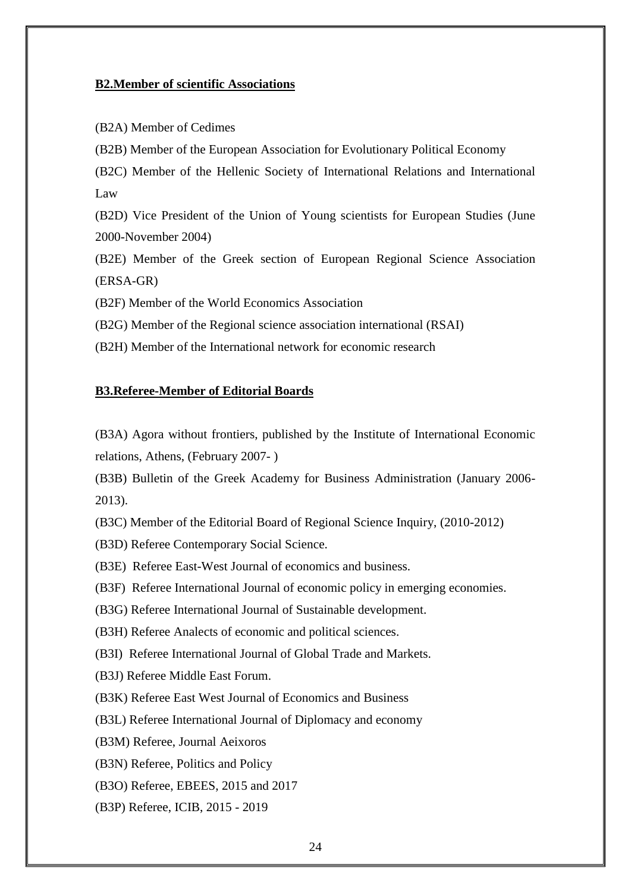## **B2.Member of scientific Associations**

(B2A) Member of Cedimes

(B2B) Member of the European Association for Evolutionary Political Economy

(B2C) Member of the Hellenic Society of International Relations and International Law

(B2D) Vice President of the Union of Young scientists for European Studies (June 2000-November 2004)

(B2E) Member of the Greek section of European Regional Science Association (ERSA-GR)

(B2F) Member of the World Economics Association

(B2G) Member of the Regional science association international (RSAI)

(B2H) Member of the International network for economic research

## **B3.Referee-Member of Editorial Boards**

(B3A) Agora without frontiers, published by the Institute of International Economic relations, Athens, (February 2007- )

(B3B) Bulletin of the Greek Academy for Business Administration (January 2006-2013).

(B3C) Member of the Editorial Board of Regional Science Inquiry, (2010-2012)

(B3D) Referee Contemporary Social Science.

(B3E) Referee East-West Journal of economics and business.

(B3F) Referee International Journal of economic policy in emerging economies.

(B3G) Referee International Journal of Sustainable development.

(B3H) Referee Analects of economic and political sciences.

(B3I) Referee International Journal of Global Trade and Markets.

(B3J) Referee Middle East Forum.

(B3K) Referee East West Journal of Economics and Business

(B3L) Referee International Journal of Diplomacy and economy

(B3M) Referee, Journal Aeixoros

(B3N) Referee, Politics and Policy

(B3O) Referee, EBEES, 2015 and 2017

(B3P) Referee, ICIB, 2015 - 2019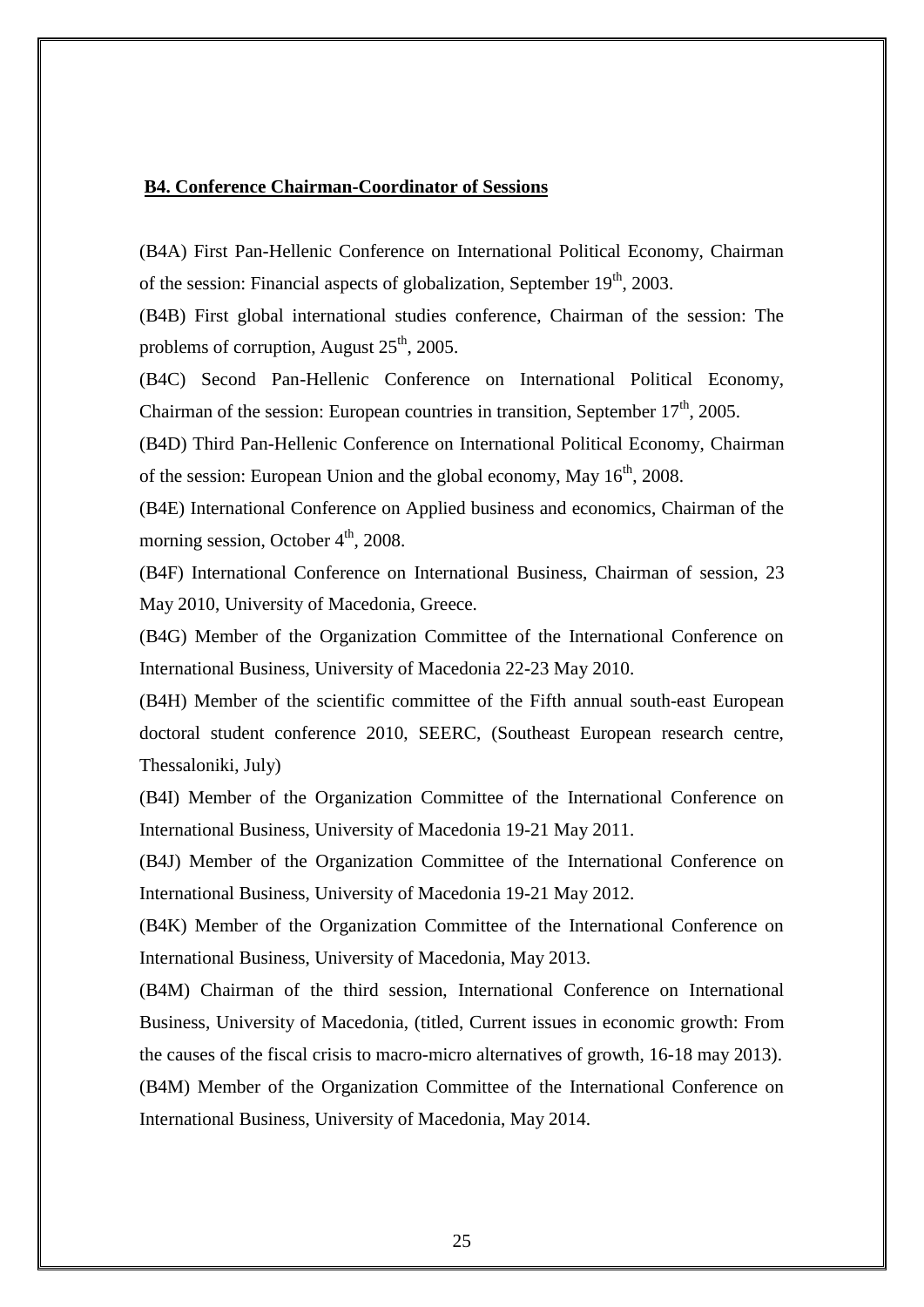**B4. Conference Chairman-Coordinator of Sessions**

(B4A) First Pan-Hellenic Conference on International Political Economy, Chairman of the session: Financial aspects of globalization, September 19th, 2003.

(B4B) First global international studies conference, Chairman of the session: The problems of corruption, August 25th, 2005.

(B4C) Second Pan-Hellenic Conference on International Political Economy, Chairman of the session: European countries in transition, September 17th, 2005.

(B4D) Third Pan-Hellenic Conference on International Political Economy, Chairman of the session: European Union and the global economy, May 16th, 2008.

(B4E) International Conference on Applied business and economics, Chairman of the morning session, October 4th, 2008.

(B4F) International Conference on International Business, Chairman of session, 23 May 2010, University of Macedonia, Greece.

(B4G) Member of the Organization Committee of the International Conference on International Business, University of Macedonia 22-23 May 2010.

(B4H) Member of the scientific committee of the Fifth annual south-east European doctoral student conference 2010, SEERC, (Southeast European research centre, Thessaloniki, July)

(B4I) Member of the Organization Committee of the International Conference on International Business, University of Macedonia 19-21 May 2011.

(B4J) Member of the Organization Committee of the International Conference on International Business, University of Macedonia 19-21 May 2012.

(B4K) Member of the Organization Committee of the International Conference on International Business, University of Macedonia, May 2013.

(B4M) Chairman of the third session, International Conference on International Business, University of Macedonia, (titled, Current issues in economic growth: From the causes of the fiscal crisis to macro-micro alternatives of growth, 16-18 may 2013).

(B4M) Member of the Organization Committee of the International Conference on International Business, University of Macedonia, May 2014.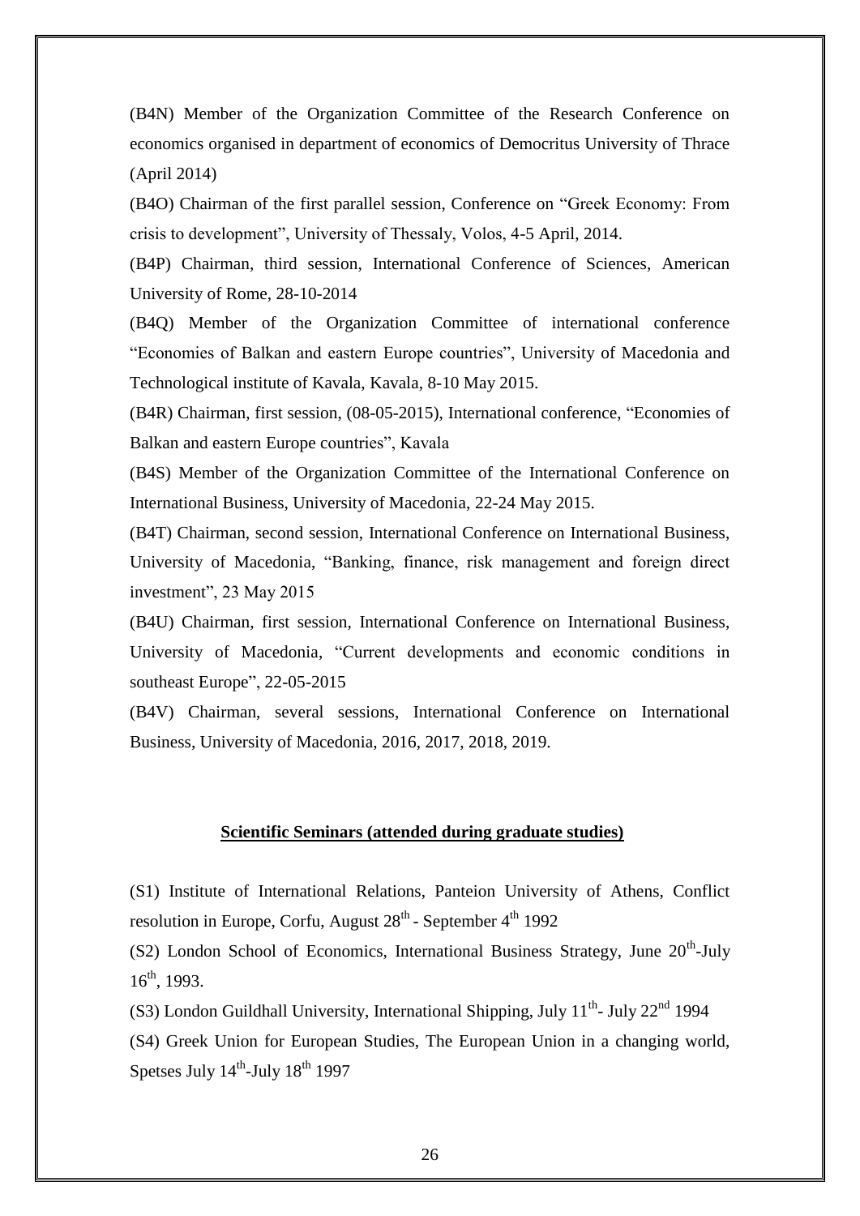(B4N) Member of the Organization Committee of the Research Conference on economics organised in department of economics of Democritus University of Thrace (April 2014)

(B4O) Chairman of the first parallel session, Conference on "Greek Economy: From crisis to development", University of Thessaly, Volos, 4-5 April, 2014.

(B4P) Chairman, third session, International Conference of Sciences, American University of Rome, 28-10-2014

(B4Q) Member of the Organization Committee of international conference "Economies of Balkan and eastern Europe countries", University of Macedonia and Technological institute of Kavala, Kavala, 8-10 May 2015.

(B4R) Chairman, first session, (08-05-2015), International conference, "Economies of Balkan and eastern Europe countries", Kavala

(B4S) Member of the Organization Committee of the International Conference on International Business, University of Macedonia, 22-24 May 2015.

(B4T) Chairman, second session, International Conference on International Business, University of Macedonia, "Banking, finance, risk management and foreign direct investment", 23 May 2015

(B4U) Chairman, first session, International Conference on International Business, University of Macedonia, "Current developments and economic conditions in southeast Europe", 22-05-2015

(B4V) Chairman, several sessions, International Conference on International Business, University of Macedonia, 2016, 2017, 2018, 2019.

**Scientific Seminars (attended during graduate studies)**

(S1) Institute of International Relations, Panteion University of Athens, Conflict resolution in Europe, Corfu, August 28th - September 4th 1992

(S2) London School of Economics, International Business Strategy, June 20th-July 16th, 1993.

(S3) London Guildhall University, International Shipping, July 11th- July 22nd 1994

(S4) Greek Union for European Studies, The European Union in a changing world, Spetses July 14th-July 18th 1997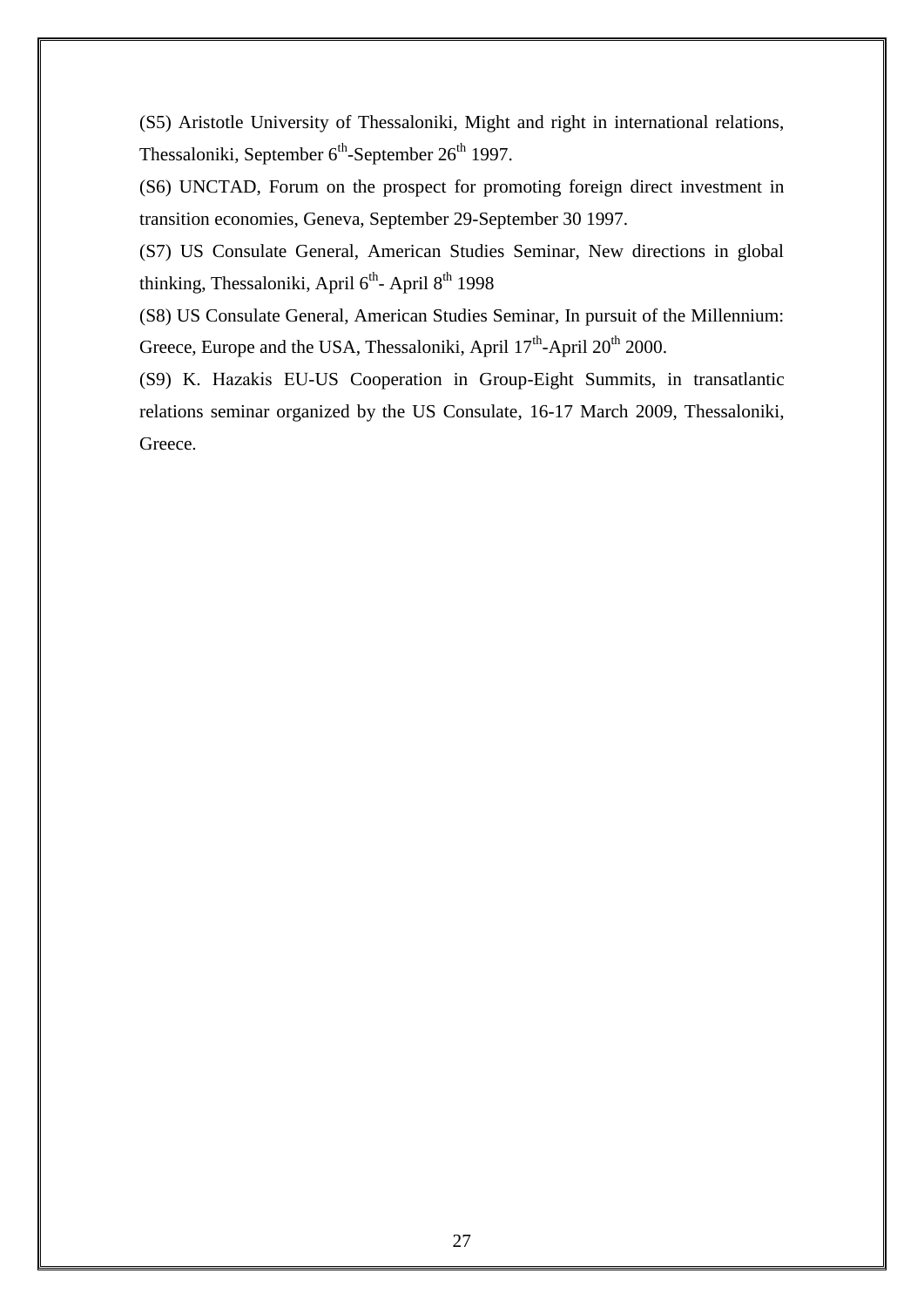(S5) Aristotle University of Thessaloniki, Might and right in international relations, Thessaloniki, September 6th-September 26th 1997.

(S6) UNCTAD, Forum on the prospect for promoting foreign direct investment in transition economies, Geneva, September 29-September 30 1997.

(S7) US Consulate General, American Studies Seminar, New directions in global thinking, Thessaloniki, April 6th- April 8th 1998

(S8) US Consulate General, American Studies Seminar, In pursuit of the Millennium: Greece, Europe and the USA, Thessaloniki, April 17th-April 20th 2000.

(S9) K. Hazakis EU-US Cooperation in Group-Eight Summits, in transatlantic relations seminar organized by the US Consulate, 16-17 March 2009, Thessaloniki, Greece.